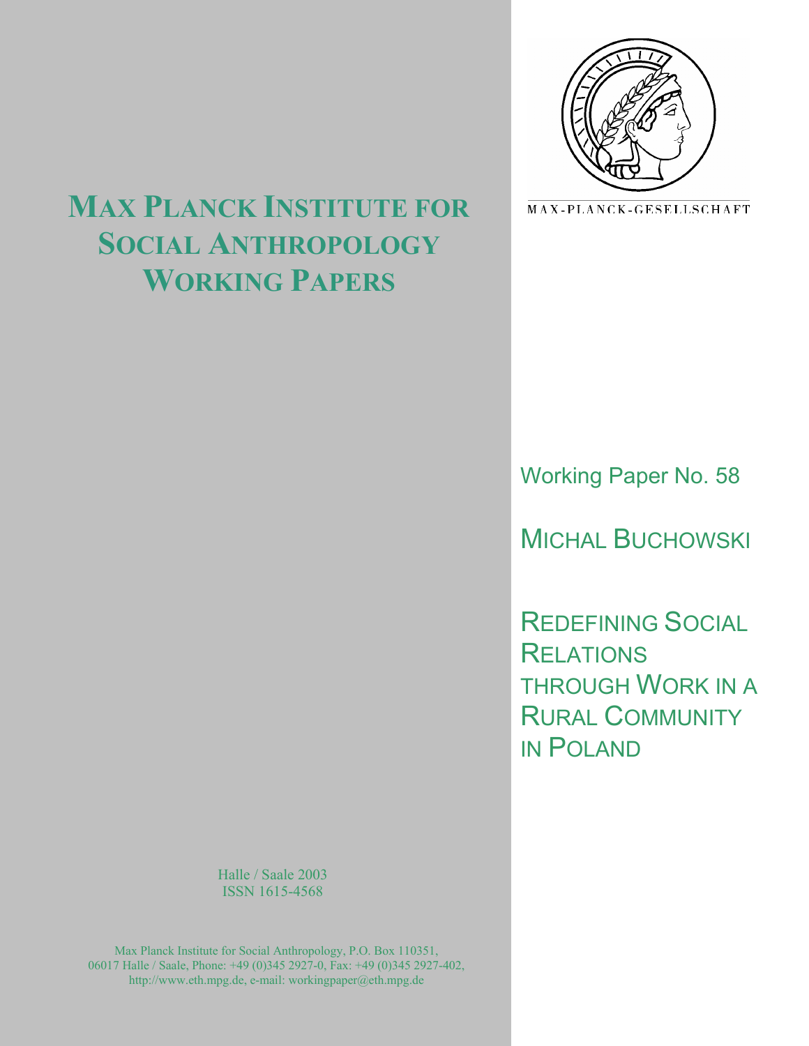# Max Planck Institute for Social Anthropology Working Papers

MAX-PLANCK-GESELLSCHAFT

Working Paper No. 58

MICHAL BUCHOWSKI

## Redefining Social Relations through Work in a Rural Community in Poland

Halle / Saale 2003
ISSN 1615-4568

Max Planck Institute for Social Anthropology, P.O. Box 110351, 06017 Halle / Saale, Phone: +49 (0)345 2927-0, Fax: +49 (0)345 2927-402, http://www.eth.mpg.de, e-mail: workingpaper@eth.mpg.de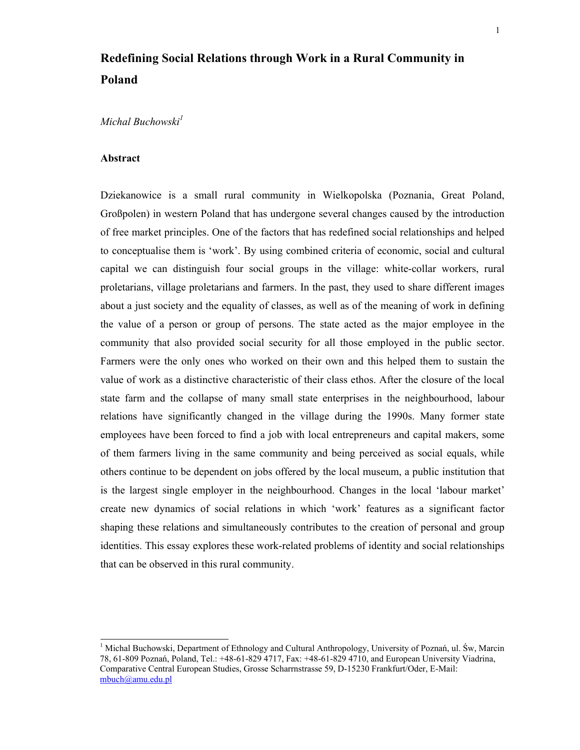# Redefining Social Relations through Work in a Rural Community in Poland

*Michal Buchowski*[1]

### Abstract

Dziekanowice is a small rural community in Wielkopolska (Poznania, Great Poland, Großpolen) in western Poland that has undergone several changes caused by the introduction of free market principles. One of the factors that has redefined social relationships and helped to conceptualise them is 'work'. By using combined criteria of economic, social and cultural capital we can distinguish four social groups in the village: white-collar workers, rural proletarians, village proletarians and farmers. In the past, they used to share different images about a just society and the equality of classes, as well as of the meaning of work in defining the value of a person or group of persons. The state acted as the major employee in the community that also provided social security for all those employed in the public sector. Farmers were the only ones who worked on their own and this helped them to sustain the value of work as a distinctive characteristic of their class ethos. After the closure of the local state farm and the collapse of many small state enterprises in the neighbourhood, labour relations have significantly changed in the village during the 1990s. Many former state employees have been forced to find a job with local entrepreneurs and capital makers, some of them farmers living in the same community and being perceived as social equals, while others continue to be dependent on jobs offered by the local museum, a public institution that is the largest single employer in the neighbourhood. Changes in the local 'labour market' create new dynamics of social relations in which 'work' features as a significant factor shaping these relations and simultaneously contributes to the creation of personal and group identities. This essay explores these work-related problems of identity and social relationships that can be observed in this rural community.

---

[1] Michal Buchowski, Department of Ethnology and Cultural Anthropology, University of Poznań, ul. Św, Marcin 78, 61-809 Poznań, Poland, Tel.: +48-61-829 4717, Fax: +48-61-829 4710, and European University Viadrina, Comparative Central European Studies, Grosse Scharrnstrasse 59, D-15230 Frankfurt/Oder, E-Mail: mbuch@amu.edu.pl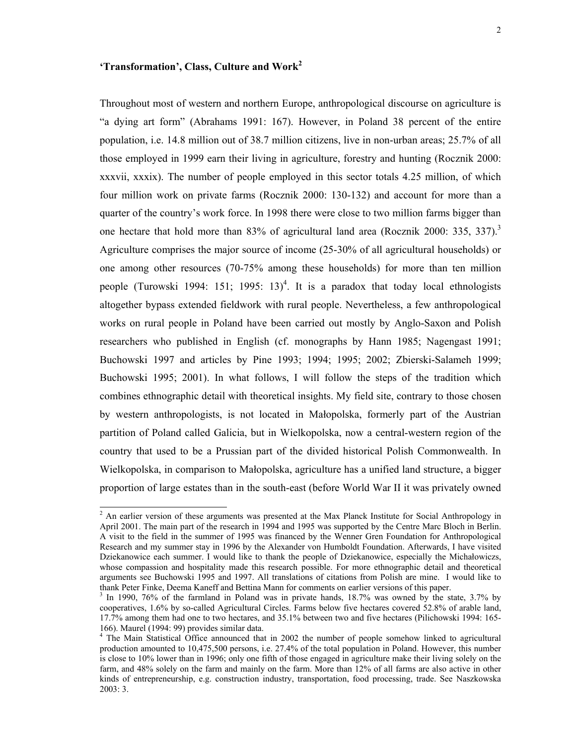## 'Transformation', Class, Culture and Work[2]

Throughout most of western and northern Europe, anthropological discourse on agriculture is "a dying art form" (Abrahams 1991: 167). However, in Poland 38 percent of the entire population, i.e. 14.8 million out of 38.7 million citizens, live in non-urban areas; 25.7% of all those employed in 1999 earn their living in agriculture, forestry and hunting (Rocznik 2000: xxxvii, xxxix). The number of people employed in this sector totals 4.25 million, of which four million work on private farms (Rocznik 2000: 130-132) and account for more than a quarter of the country's work force. In 1998 there were close to two million farms bigger than one hectare that hold more than 83% of agricultural land area (Rocznik 2000: 335, 337).[3] Agriculture comprises the major source of income (25-30% of all agricultural households) or one among other resources (70-75% among these households) for more than ten million people (Turowski 1994: 151; 1995: 13)[4]. It is a paradox that today local ethnologists altogether bypass extended fieldwork with rural people. Nevertheless, a few anthropological works on rural people in Poland have been carried out mostly by Anglo-Saxon and Polish researchers who published in English (cf. monographs by Hann 1985; Nagengast 1991; Buchowski 1997 and articles by Pine 1993; 1994; 1995; 2002; Zbierski-Salameh 1999; Buchowski 1995; 2001). In what follows, I will follow the steps of the tradition which combines ethnographic detail with theoretical insights. My field site, contrary to those chosen by western anthropologists, is not located in Małopolska, formerly part of the Austrian partition of Poland called Galicia, but in Wielkopolska, now a central-western region of the country that used to be a Prussian part of the divided historical Polish Commonwealth. In Wielkopolska, in comparison to Małopolska, agriculture has a unified land structure, a bigger proportion of large estates than in the south-east (before World War II it was privately owned

---

[2] An earlier version of these arguments was presented at the Max Planck Institute for Social Anthropology in April 2001. The main part of the research in 1994 and 1995 was supported by the Centre Marc Bloch in Berlin. A visit to the field in the summer of 1995 was financed by the Wenner Gren Foundation for Anthropological Research and my summer stay in 1996 by the Alexander von Humboldt Foundation. Afterwards, I have visited Dziekanowice each summer. I would like to thank the people of Dziekanowice, especially the Michałowiczs, whose compassion and hospitality made this research possible. For more ethnographic detail and theoretical arguments see Buchowski 1995 and 1997. All translations of citations from Polish are mine. I would like to thank Peter Finke, Deema Kaneff and Bettina Mann for comments on earlier versions of this paper.

[3] In 1990, 76% of the farmland in Poland was in private hands, 18.7% was owned by the state, 3.7% by cooperatives, 1.6% by so-called Agricultural Circles. Farms below five hectares covered 52.8% of arable land, 17.7% among them had one to two hectares, and 35.1% between two and five hectares (Pilichowski 1994: 165-166). Maurel (1994: 99) provides similar data.

[4] The Main Statistical Office announced that in 2002 the number of people somehow linked to agricultural production amounted to 10,475,500 persons, i.e. 27.4% of the total population in Poland. However, this number is close to 10% lower than in 1996; only one fifth of those engaged in agriculture make their living solely on the farm, and 48% solely on the farm and mainly on the farm. More than 12% of all farms are also active in other kinds of entrepreneurship, e.g. construction industry, transportation, food processing, trade. See Naszkowska 2003: 3.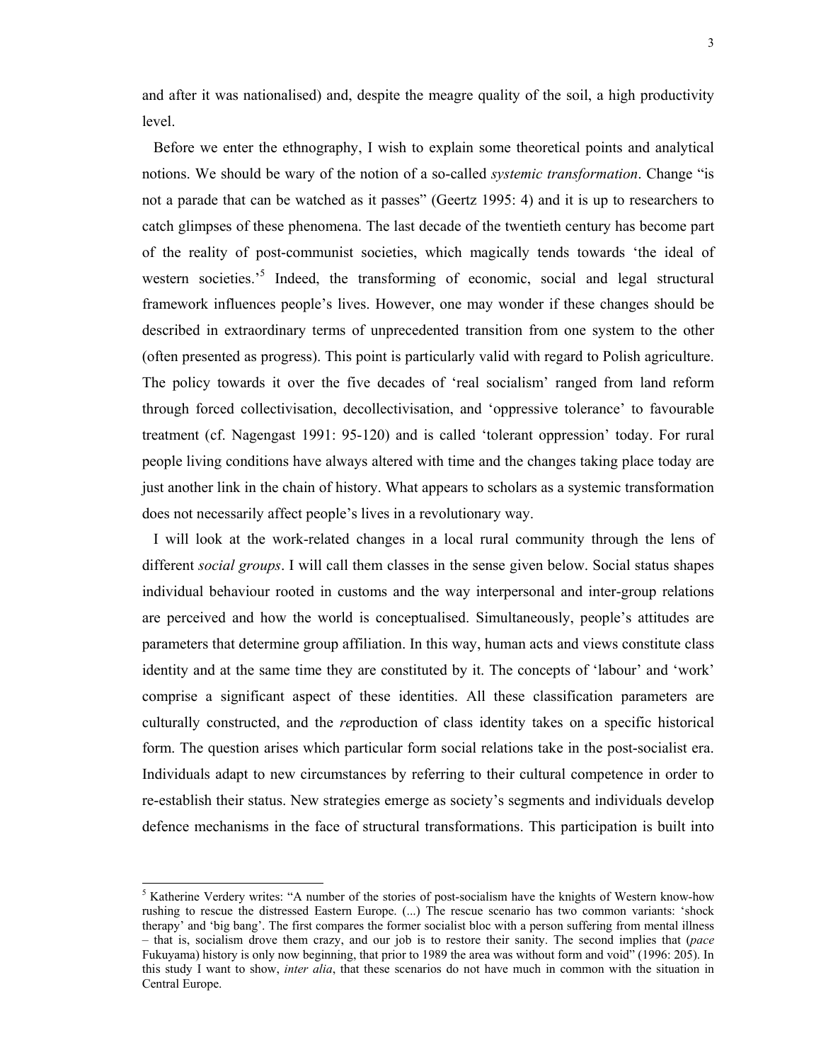and after it was nationalised) and, despite the meagre quality of the soil, a high productivity level.

Before we enter the ethnography, I wish to explain some theoretical points and analytical notions. We should be wary of the notion of a so-called *systemic transformation*. Change "is not a parade that can be watched as it passes" (Geertz 1995: 4) and it is up to researchers to catch glimpses of these phenomena. The last decade of the twentieth century has become part of the reality of post-communist societies, which magically tends towards 'the ideal of western societies.'[5] Indeed, the transforming of economic, social and legal structural framework influences people's lives. However, one may wonder if these changes should be described in extraordinary terms of unprecedented transition from one system to the other (often presented as progress). This point is particularly valid with regard to Polish agriculture. The policy towards it over the five decades of 'real socialism' ranged from land reform through forced collectivisation, decollectivisation, and 'oppressive tolerance' to favourable treatment (cf. Nagengast 1991: 95-120) and is called 'tolerant oppression' today. For rural people living conditions have always altered with time and the changes taking place today are just another link in the chain of history. What appears to scholars as a systemic transformation does not necessarily affect people's lives in a revolutionary way.

I will look at the work-related changes in a local rural community through the lens of different *social groups*. I will call them classes in the sense given below. Social status shapes individual behaviour rooted in customs and the way interpersonal and inter-group relations are perceived and how the world is conceptualised. Simultaneously, people's attitudes are parameters that determine group affiliation. In this way, human acts and views constitute class identity and at the same time they are constituted by it. The concepts of 'labour' and 'work' comprise a significant aspect of these identities. All these classification parameters are culturally constructed, and the *re*production of class identity takes on a specific historical form. The question arises which particular form social relations take in the post-socialist era. Individuals adapt to new circumstances by referring to their cultural competence in order to re-establish their status. New strategies emerge as society's segments and individuals develop defence mechanisms in the face of structural transformations. This participation is built into

[5] Katherine Verdery writes: "A number of the stories of post-socialism have the knights of Western know-how rushing to rescue the distressed Eastern Europe. (...) The rescue scenario has two common variants: 'shock therapy' and 'big bang'. The first compares the former socialist bloc with a person suffering from mental illness – that is, socialism drove them crazy, and our job is to restore their sanity. The second implies that (*pace* Fukuyama) history is only now beginning, that prior to 1989 the area was without form and void" (1996: 205). In this study I want to show, *inter alia*, that these scenarios do not have much in common with the situation in Central Europe.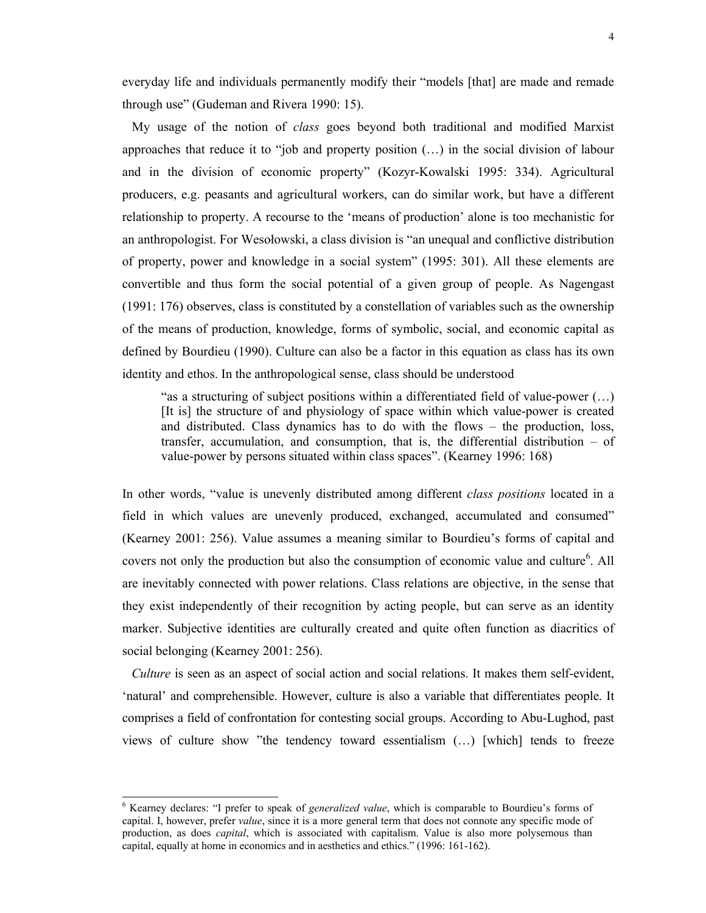everyday life and individuals permanently modify their "models [that] are made and remade through use" (Gudeman and Rivera 1990: 15).

My usage of the notion of *class* goes beyond both traditional and modified Marxist approaches that reduce it to "job and property position (…) in the social division of labour and in the division of economic property" (Kozyr-Kowalski 1995: 334). Agricultural producers, e.g. peasants and agricultural workers, can do similar work, but have a different relationship to property. A recourse to the 'means of production' alone is too mechanistic for an anthropologist. For Wesołowski, a class division is "an unequal and conflictive distribution of property, power and knowledge in a social system" (1995: 301). All these elements are convertible and thus form the social potential of a given group of people. As Nagengast (1991: 176) observes, class is constituted by a constellation of variables such as the ownership of the means of production, knowledge, forms of symbolic, social, and economic capital as defined by Bourdieu (1990). Culture can also be a factor in this equation as class has its own identity and ethos. In the anthropological sense, class should be understood

> "as a structuring of subject positions within a differentiated field of value-power (…) [It is] the structure of and physiology of space within which value-power is created and distributed. Class dynamics has to do with the flows – the production, loss, transfer, accumulation, and consumption, that is, the differential distribution – of value-power by persons situated within class spaces". (Kearney 1996: 168)

In other words, "value is unevenly distributed among different *class positions* located in a field in which values are unevenly produced, exchanged, accumulated and consumed" (Kearney 2001: 256). Value assumes a meaning similar to Bourdieu's forms of capital and covers not only the production but also the consumption of economic value and culture[6]. All are inevitably connected with power relations. Class relations are objective, in the sense that they exist independently of their recognition by acting people, but can serve as an identity marker. Subjective identities are culturally created and quite often function as diacritics of social belonging (Kearney 2001: 256).

*Culture* is seen as an aspect of social action and social relations. It makes them self-evident, 'natural' and comprehensible. However, culture is also a variable that differentiates people. It comprises a field of confrontation for contesting social groups. According to Abu-Lughod, past views of culture show "the tendency toward essentialism (…) [which] tends to freeze

[6] Kearney declares: "I prefer to speak of *generalized value*, which is comparable to Bourdieu's forms of capital. I, however, prefer *value*, since it is a more general term that does not connote any specific mode of production, as does *capital*, which is associated with capitalism. Value is also more polysemous than capital, equally at home in economics and in aesthetics and ethics." (1996: 161-162).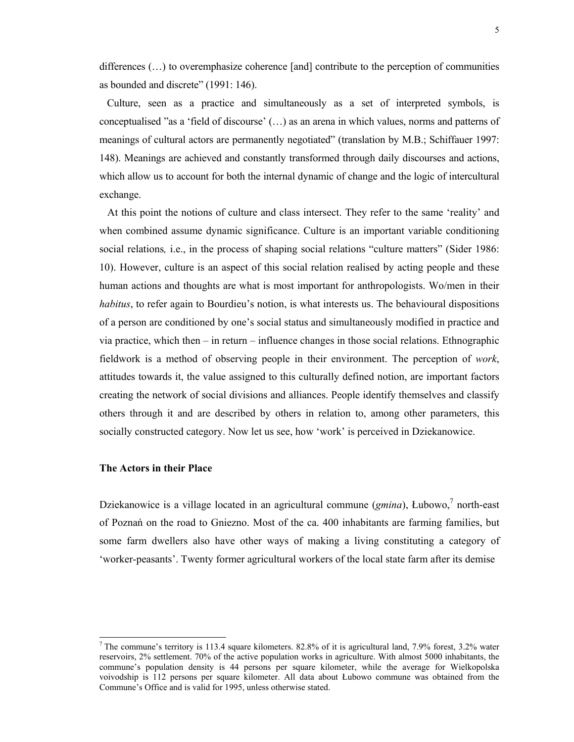differences (…) to overemphasize coherence [and] contribute to the perception of communities as bounded and discrete" (1991: 146).

Culture, seen as a practice and simultaneously as a set of interpreted symbols, is conceptualised "as a 'field of discourse' (…) as an arena in which values, norms and patterns of meanings of cultural actors are permanently negotiated" (translation by M.B.; Schiffauer 1997: 148). Meanings are achieved and constantly transformed through daily discourses and actions, which allow us to account for both the internal dynamic of change and the logic of intercultural exchange.

At this point the notions of culture and class intersect. They refer to the same 'reality' and when combined assume dynamic significance. Culture is an important variable conditioning social relations*,* i.e., in the process of shaping social relations "culture matters" (Sider 1986: 10). However, culture is an aspect of this social relation realised by acting people and these human actions and thoughts are what is most important for anthropologists. Wo/men in their *habitus*, to refer again to Bourdieu's notion, is what interests us. The behavioural dispositions of a person are conditioned by one's social status and simultaneously modified in practice and via practice, which then – in return – influence changes in those social relations. Ethnographic fieldwork is a method of observing people in their environment. The perception of *work*, attitudes towards it, the value assigned to this culturally defined notion, are important factors creating the network of social divisions and alliances. People identify themselves and classify others through it and are described by others in relation to, among other parameters, this socially constructed category. Now let us see, how 'work' is perceived in Dziekanowice.

### The Actors in their Place

Dziekanowice is a village located in an agricultural commune (*gmina*), Łubowo,[7] north-east of Poznań on the road to Gniezno. Most of the ca. 400 inhabitants are farming families, but some farm dwellers also have other ways of making a living constituting a category of 'worker-peasants'. Twenty former agricultural workers of the local state farm after its demise

---

[7] The commune's territory is 113.4 square kilometers. 82.8% of it is agricultural land, 7.9% forest, 3.2% water reservoirs, 2% settlement. 70% of the active population works in agriculture. With almost 5000 inhabitants, the commune's population density is 44 persons per square kilometer, while the average for Wielkopolska voivodship is 112 persons per square kilometer. All data about Łubowo commune was obtained from the Commune's Office and is valid for 1995, unless otherwise stated.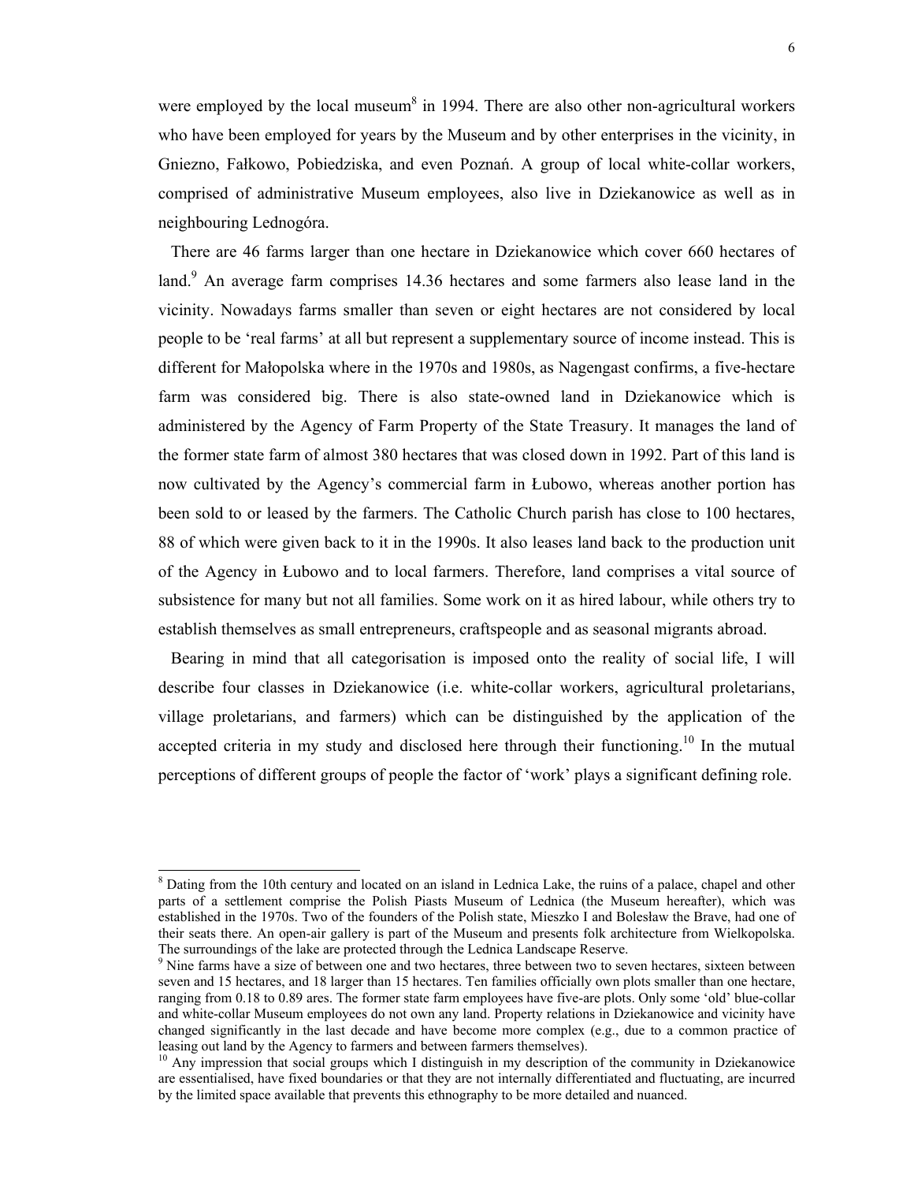were employed by the local museum[8] in 1994. There are also other non-agricultural workers who have been employed for years by the Museum and by other enterprises in the vicinity, in Gniezno, Fałkowo, Pobiedziska, and even Poznań. A group of local white-collar workers, comprised of administrative Museum employees, also live in Dziekanowice as well as in neighbouring Lednogóra.

There are 46 farms larger than one hectare in Dziekanowice which cover 660 hectares of land.[9] An average farm comprises 14.36 hectares and some farmers also lease land in the vicinity. Nowadays farms smaller than seven or eight hectares are not considered by local people to be 'real farms' at all but represent a supplementary source of income instead. This is different for Małopolska where in the 1970s and 1980s, as Nagengast confirms, a five-hectare farm was considered big. There is also state-owned land in Dziekanowice which is administered by the Agency of Farm Property of the State Treasury. It manages the land of the former state farm of almost 380 hectares that was closed down in 1992. Part of this land is now cultivated by the Agency's commercial farm in Łubowo, whereas another portion has been sold to or leased by the farmers. The Catholic Church parish has close to 100 hectares, 88 of which were given back to it in the 1990s. It also leases land back to the production unit of the Agency in Łubowo and to local farmers. Therefore, land comprises a vital source of subsistence for many but not all families. Some work on it as hired labour, while others try to establish themselves as small entrepreneurs, craftspeople and as seasonal migrants abroad.

Bearing in mind that all categorisation is imposed onto the reality of social life, I will describe four classes in Dziekanowice (i.e. white-collar workers, agricultural proletarians, village proletarians, and farmers) which can be distinguished by the application of the accepted criteria in my study and disclosed here through their functioning.[10] In the mutual perceptions of different groups of people the factor of 'work' plays a significant defining role.

---

[8] Dating from the 10th century and located on an island in Lednica Lake, the ruins of a palace, chapel and other parts of a settlement comprise the Polish Piasts Museum of Lednica (the Museum hereafter), which was established in the 1970s. Two of the founders of the Polish state, Mieszko I and Bolesław the Brave, had one of their seats there. An open-air gallery is part of the Museum and presents folk architecture from Wielkopolska. The surroundings of the lake are protected through the Lednica Landscape Reserve.

[9] Nine farms have a size of between one and two hectares, three between two to seven hectares, sixteen between seven and 15 hectares, and 18 larger than 15 hectares. Ten families officially own plots smaller than one hectare, ranging from 0.18 to 0.89 ares. The former state farm employees have five-are plots. Only some 'old' blue-collar and white-collar Museum employees do not own any land. Property relations in Dziekanowice and vicinity have changed significantly in the last decade and have become more complex (e.g., due to a common practice of leasing out land by the Agency to farmers and between farmers themselves).

[10] Any impression that social groups which I distinguish in my description of the community in Dziekanowice are essentialised, have fixed boundaries or that they are not internally differentiated and fluctuating, are incurred by the limited space available that prevents this ethnography to be more detailed and nuanced.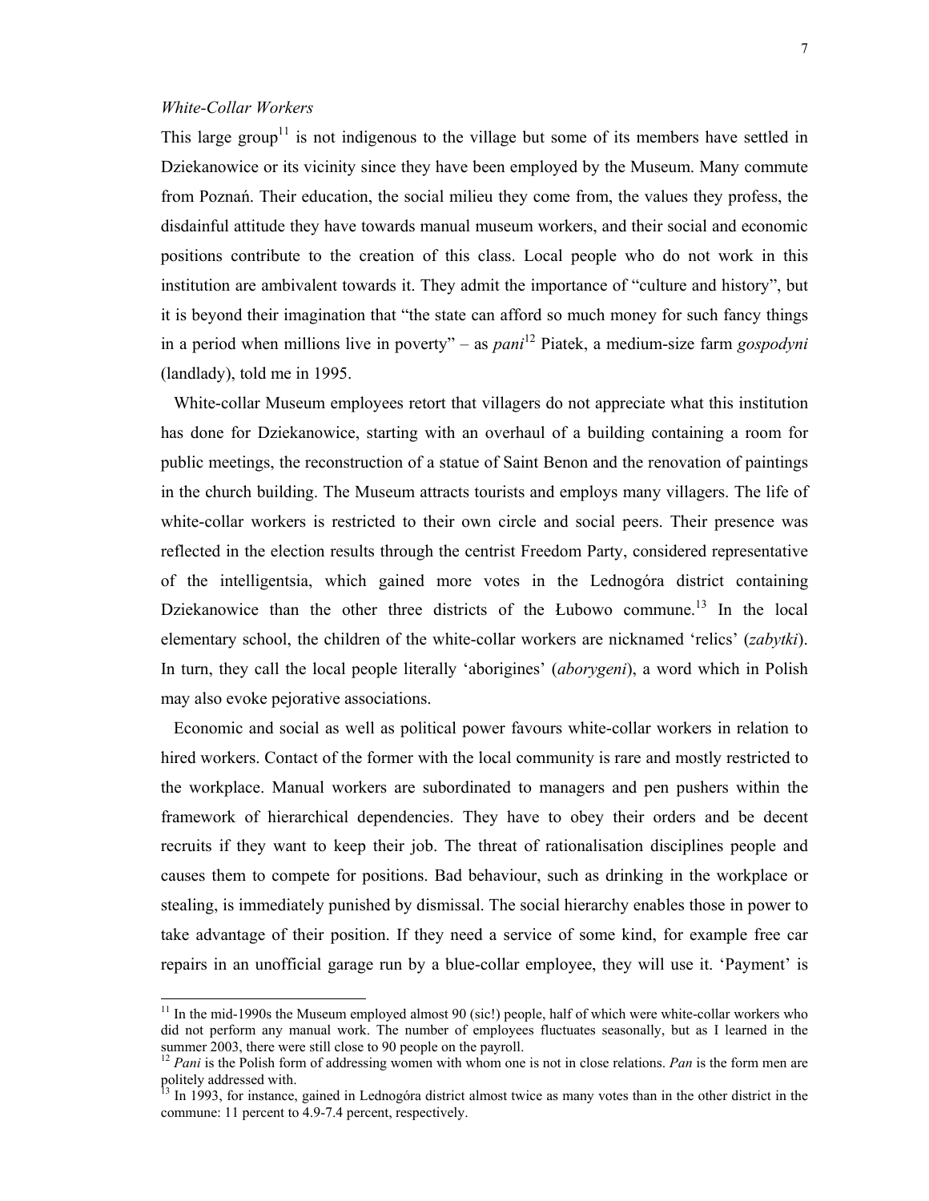*White-Collar Workers*

This large group[11] is not indigenous to the village but some of its members have settled in Dziekanowice or its vicinity since they have been employed by the Museum. Many commute from Poznań. Their education, the social milieu they come from, the values they profess, the disdainful attitude they have towards manual museum workers, and their social and economic positions contribute to the creation of this class. Local people who do not work in this institution are ambivalent towards it. They admit the importance of "culture and history", but it is beyond their imagination that "the state can afford so much money for such fancy things in a period when millions live in poverty" – as *pani*[12] Piatek, a medium-size farm *gospodyni* (landlady), told me in 1995.

White-collar Museum employees retort that villagers do not appreciate what this institution has done for Dziekanowice, starting with an overhaul of a building containing a room for public meetings, the reconstruction of a statue of Saint Benon and the renovation of paintings in the church building. The Museum attracts tourists and employs many villagers. The life of white-collar workers is restricted to their own circle and social peers. Their presence was reflected in the election results through the centrist Freedom Party, considered representative of the intelligentsia, which gained more votes in the Lednogóra district containing Dziekanowice than the other three districts of the Łubowo commune.[13] In the local elementary school, the children of the white-collar workers are nicknamed 'relics' (*zabytki*). In turn, they call the local people literally 'aborigines' (*aborygeni*), a word which in Polish may also evoke pejorative associations.

Economic and social as well as political power favours white-collar workers in relation to hired workers. Contact of the former with the local community is rare and mostly restricted to the workplace. Manual workers are subordinated to managers and pen pushers within the framework of hierarchical dependencies. They have to obey their orders and be decent recruits if they want to keep their job. The threat of rationalisation disciplines people and causes them to compete for positions. Bad behaviour, such as drinking in the workplace or stealing, is immediately punished by dismissal. The social hierarchy enables those in power to take advantage of their position. If they need a service of some kind, for example free car repairs in an unofficial garage run by a blue-collar employee, they will use it. 'Payment' is

---

[11] In the mid-1990s the Museum employed almost 90 (sic!) people, half of which were white-collar workers who did not perform any manual work. The number of employees fluctuates seasonally, but as I learned in the summer 2003, there were still close to 90 people on the payroll.

[12] *Pani* is the Polish form of addressing women with whom one is not in close relations. *Pan* is the form men are politely addressed with.

[13] In 1993, for instance, gained in Lednogóra district almost twice as many votes than in the other district in the commune: 11 percent to 4.9-7.4 percent, respectively.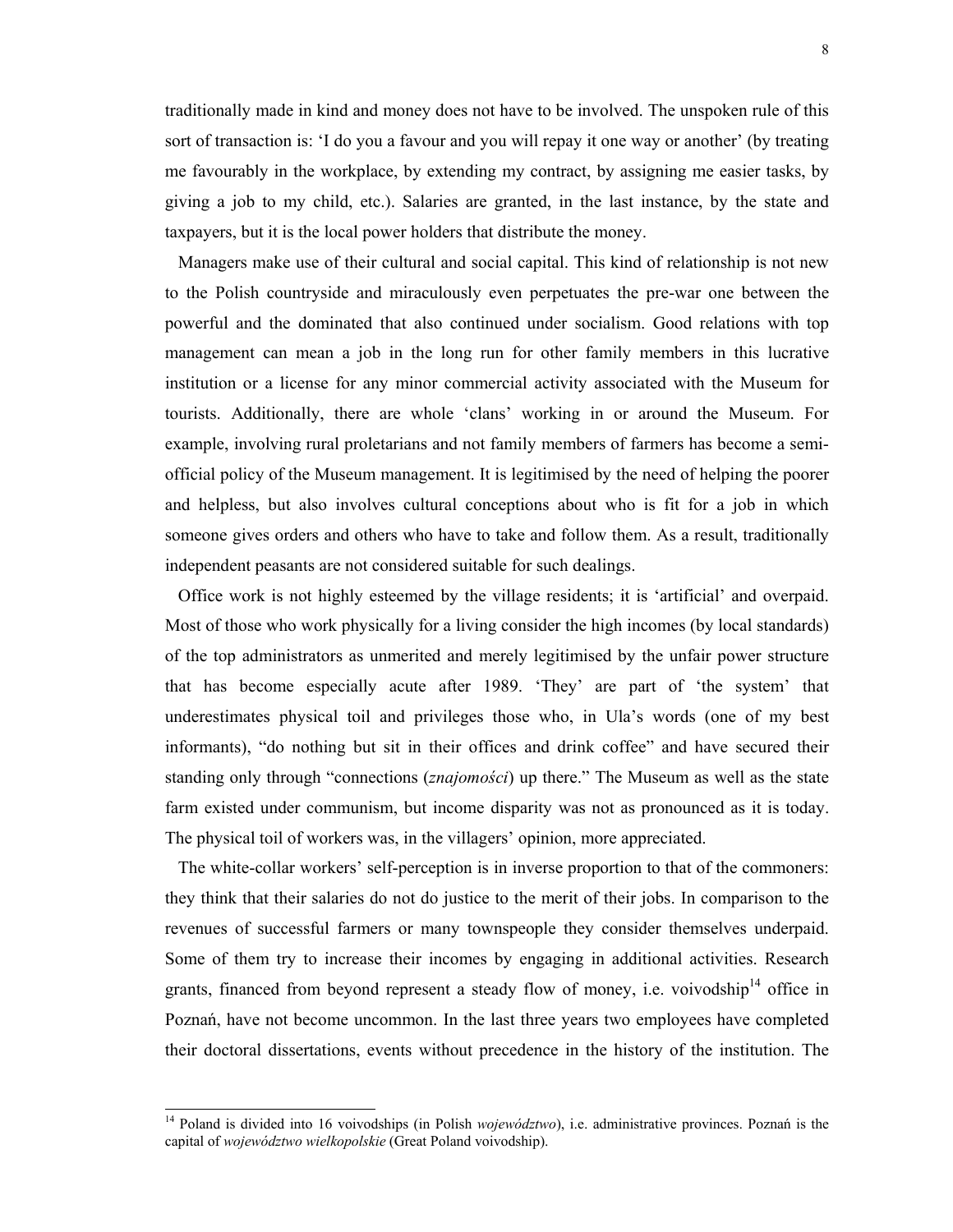traditionally made in kind and money does not have to be involved. The unspoken rule of this sort of transaction is: 'I do you a favour and you will repay it one way or another' (by treating me favourably in the workplace, by extending my contract, by assigning me easier tasks, by giving a job to my child, etc.). Salaries are granted, in the last instance, by the state and taxpayers, but it is the local power holders that distribute the money.

Managers make use of their cultural and social capital. This kind of relationship is not new to the Polish countryside and miraculously even perpetuates the pre-war one between the powerful and the dominated that also continued under socialism. Good relations with top management can mean a job in the long run for other family members in this lucrative institution or a license for any minor commercial activity associated with the Museum for tourists. Additionally, there are whole 'clans' working in or around the Museum. For example, involving rural proletarians and not family members of farmers has become a semi-official policy of the Museum management. It is legitimised by the need of helping the poorer and helpless, but also involves cultural conceptions about who is fit for a job in which someone gives orders and others who have to take and follow them. As a result, traditionally independent peasants are not considered suitable for such dealings.

Office work is not highly esteemed by the village residents; it is 'artificial' and overpaid. Most of those who work physically for a living consider the high incomes (by local standards) of the top administrators as unmerited and merely legitimised by the unfair power structure that has become especially acute after 1989. 'They' are part of 'the system' that underestimates physical toil and privileges those who, in Ula's words (one of my best informants), "do nothing but sit in their offices and drink coffee" and have secured their standing only through "connections (*znajomości*) up there." The Museum as well as the state farm existed under communism, but income disparity was not as pronounced as it is today. The physical toil of workers was, in the villagers' opinion, more appreciated.

The white-collar workers' self-perception is in inverse proportion to that of the commoners: they think that their salaries do not do justice to the merit of their jobs. In comparison to the revenues of successful farmers or many townspeople they consider themselves underpaid. Some of them try to increase their incomes by engaging in additional activities. Research grants, financed from beyond represent a steady flow of money, i.e. voivodship[14] office in Poznań, have not become uncommon. In the last three years two employees have completed their doctoral dissertations, events without precedence in the history of the institution. The

[14] Poland is divided into 16 voivodships (in Polish *województwo*), i.e. administrative provinces. Poznań is the capital of *województwo wielkopolskie* (Great Poland voivodship).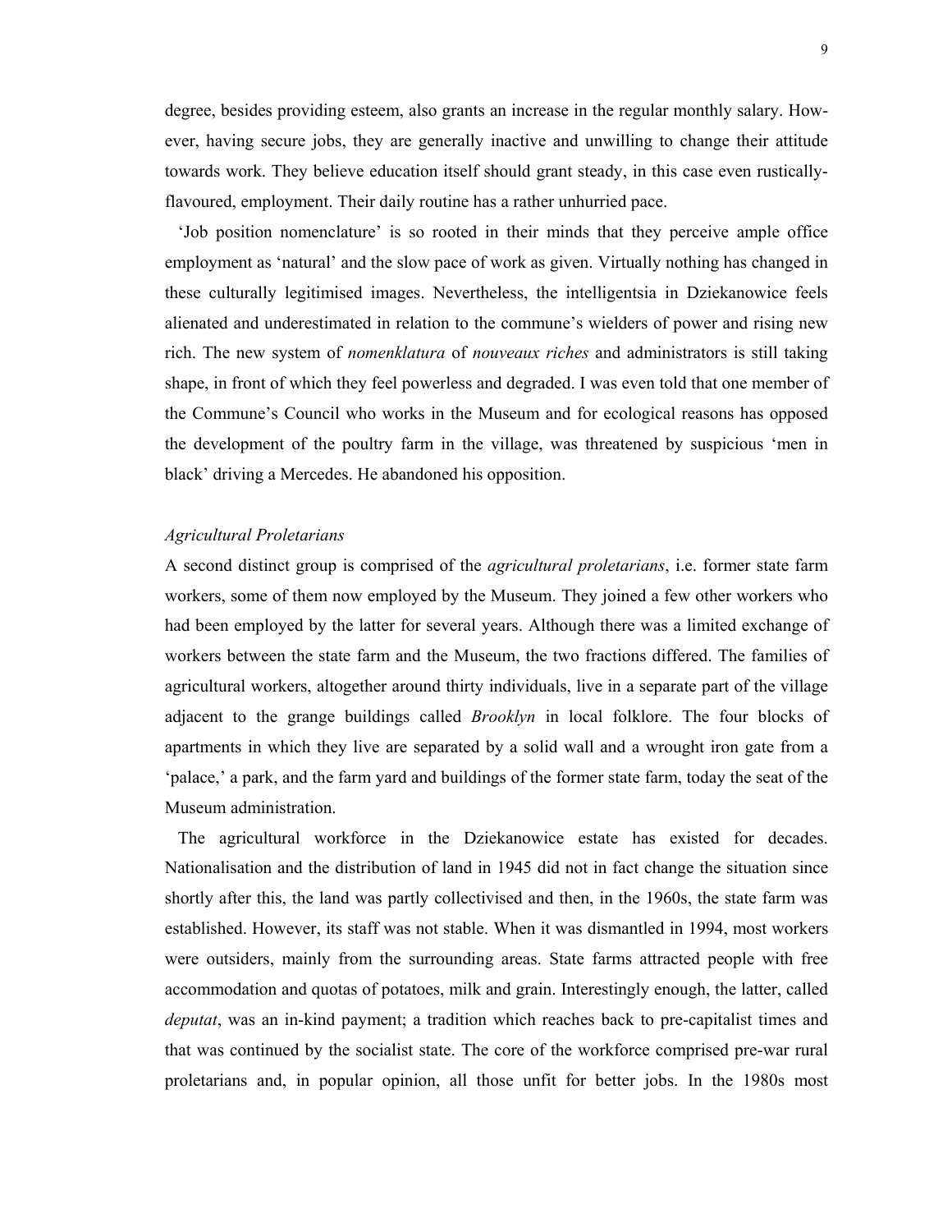degree, besides providing esteem, also grants an increase in the regular monthly salary. However, having secure jobs, they are generally inactive and unwilling to change their attitude towards work. They believe education itself should grant steady, in this case even rustically-flavoured, employment. Their daily routine has a rather unhurried pace.

'Job position nomenclature' is so rooted in their minds that they perceive ample office employment as 'natural' and the slow pace of work as given. Virtually nothing has changed in these culturally legitimised images. Nevertheless, the intelligentsia in Dziekanowice feels alienated and underestimated in relation to the commune's wielders of power and rising new rich. The new system of *nomenklatura* of *nouveaux riches* and administrators is still taking shape, in front of which they feel powerless and degraded. I was even told that one member of the Commune's Council who works in the Museum and for ecological reasons has opposed the development of the poultry farm in the village, was threatened by suspicious 'men in black' driving a Mercedes. He abandoned his opposition.

### *Agricultural Proletarians*

A second distinct group is comprised of the *agricultural proletarians*, i.e. former state farm workers, some of them now employed by the Museum. They joined a few other workers who had been employed by the latter for several years. Although there was a limited exchange of workers between the state farm and the Museum, the two fractions differed. The families of agricultural workers, altogether around thirty individuals, live in a separate part of the village adjacent to the grange buildings called *Brooklyn* in local folklore. The four blocks of apartments in which they live are separated by a solid wall and a wrought iron gate from a 'palace,' a park, and the farm yard and buildings of the former state farm, today the seat of the Museum administration.

The agricultural workforce in the Dziekanowice estate has existed for decades. Nationalisation and the distribution of land in 1945 did not in fact change the situation since shortly after this, the land was partly collectivised and then, in the 1960s, the state farm was established. However, its staff was not stable. When it was dismantled in 1994, most workers were outsiders, mainly from the surrounding areas. State farms attracted people with free accommodation and quotas of potatoes, milk and grain. Interestingly enough, the latter, called *deputat*, was an in-kind payment; a tradition which reaches back to pre-capitalist times and that was continued by the socialist state. The core of the workforce comprised pre-war rural proletarians and, in popular opinion, all those unfit for better jobs. In the 1980s most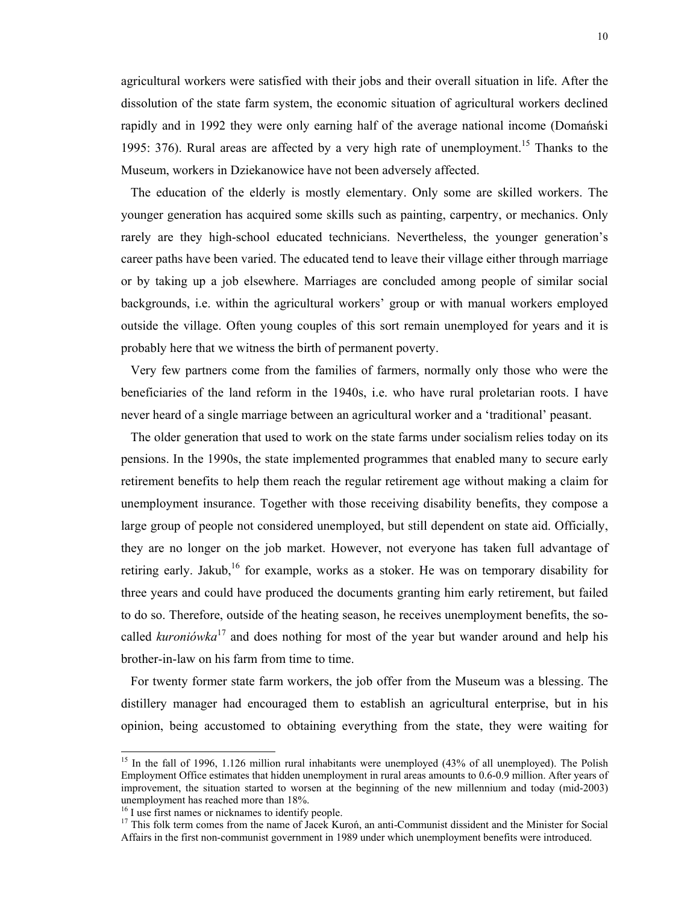agricultural workers were satisfied with their jobs and their overall situation in life. After the dissolution of the state farm system, the economic situation of agricultural workers declined rapidly and in 1992 they were only earning half of the average national income (Domański 1995: 376). Rural areas are affected by a very high rate of unemployment.[15] Thanks to the Museum, workers in Dziekanowice have not been adversely affected.

The education of the elderly is mostly elementary. Only some are skilled workers. The younger generation has acquired some skills such as painting, carpentry, or mechanics. Only rarely are they high-school educated technicians. Nevertheless, the younger generation's career paths have been varied. The educated tend to leave their village either through marriage or by taking up a job elsewhere. Marriages are concluded among people of similar social backgrounds, i.e. within the agricultural workers' group or with manual workers employed outside the village. Often young couples of this sort remain unemployed for years and it is probably here that we witness the birth of permanent poverty.

Very few partners come from the families of farmers, normally only those who were the beneficiaries of the land reform in the 1940s, i.e. who have rural proletarian roots. I have never heard of a single marriage between an agricultural worker and a 'traditional' peasant.

The older generation that used to work on the state farms under socialism relies today on its pensions. In the 1990s, the state implemented programmes that enabled many to secure early retirement benefits to help them reach the regular retirement age without making a claim for unemployment insurance. Together with those receiving disability benefits, they compose a large group of people not considered unemployed, but still dependent on state aid. Officially, they are no longer on the job market. However, not everyone has taken full advantage of retiring early. Jakub,[16] for example, works as a stoker. He was on temporary disability for three years and could have produced the documents granting him early retirement, but failed to do so. Therefore, outside of the heating season, he receives unemployment benefits, the so-called *kuroniówka*[17] and does nothing for most of the year but wander around and help his brother-in-law on his farm from time to time.

For twenty former state farm workers, the job offer from the Museum was a blessing. The distillery manager had encouraged them to establish an agricultural enterprise, but in his opinion, being accustomed to obtaining everything from the state, they were waiting for

---

[15] In the fall of 1996, 1.126 million rural inhabitants were unemployed (43% of all unemployed). The Polish Employment Office estimates that hidden unemployment in rural areas amounts to 0.6-0.9 million. After years of improvement, the situation started to worsen at the beginning of the new millennium and today (mid-2003) unemployment has reached more than 18%.

[16] I use first names or nicknames to identify people.

[17] This folk term comes from the name of Jacek Kuroń, an anti-Communist dissident and the Minister for Social Affairs in the first non-communist government in 1989 under which unemployment benefits were introduced.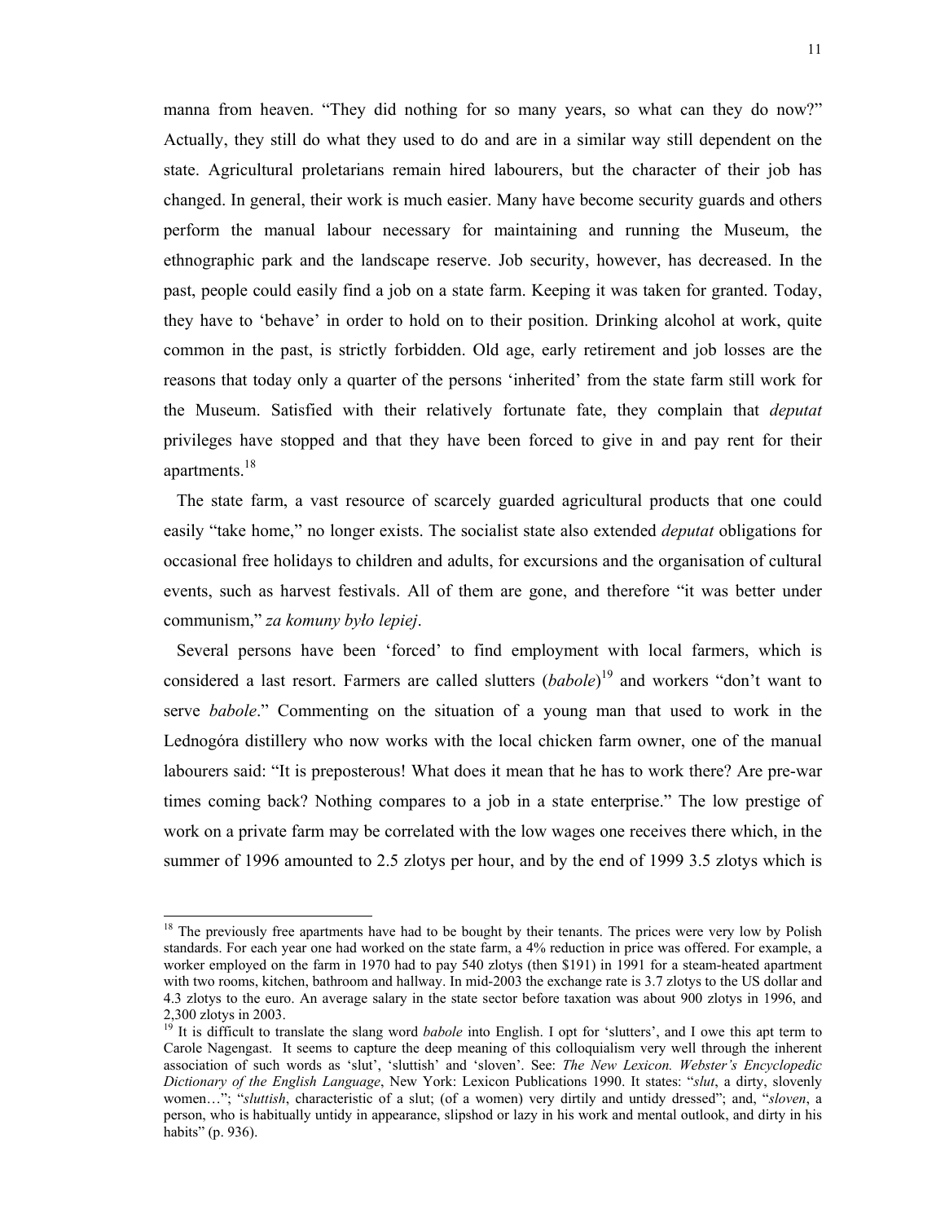manna from heaven. "They did nothing for so many years, so what can they do now?" Actually, they still do what they used to do and are in a similar way still dependent on the state. Agricultural proletarians remain hired labourers, but the character of their job has changed. In general, their work is much easier. Many have become security guards and others perform the manual labour necessary for maintaining and running the Museum, the ethnographic park and the landscape reserve. Job security, however, has decreased. In the past, people could easily find a job on a state farm. Keeping it was taken for granted. Today, they have to 'behave' in order to hold on to their position. Drinking alcohol at work, quite common in the past, is strictly forbidden. Old age, early retirement and job losses are the reasons that today only a quarter of the persons 'inherited' from the state farm still work for the Museum. Satisfied with their relatively fortunate fate, they complain that *deputat* privileges have stopped and that they have been forced to give in and pay rent for their apartments.[18]

The state farm, a vast resource of scarcely guarded agricultural products that one could easily "take home," no longer exists. The socialist state also extended *deputat* obligations for occasional free holidays to children and adults, for excursions and the organisation of cultural events, such as harvest festivals. All of them are gone, and therefore "it was better under communism," *za komuny było lepiej*.

Several persons have been 'forced' to find employment with local farmers, which is considered a last resort. Farmers are called slutters (*babole*)[19] and workers "don't want to serve *babole*." Commenting on the situation of a young man that used to work in the Lednogóra distillery who now works with the local chicken farm owner, one of the manual labourers said: "It is preposterous! What does it mean that he has to work there? Are pre-war times coming back? Nothing compares to a job in a state enterprise." The low prestige of work on a private farm may be correlated with the low wages one receives there which, in the summer of 1996 amounted to 2.5 zlotys per hour, and by the end of 1999 3.5 zlotys which is

---

[18] The previously free apartments have had to be bought by their tenants. The prices were very low by Polish standards. For each year one had worked on the state farm, a 4% reduction in price was offered. For example, a worker employed on the farm in 1970 had to pay 540 zlotys (then $191) in 1991 for a steam-heated apartment with two rooms, kitchen, bathroom and hallway. In mid-2003 the exchange rate is 3.7 zlotys to the US dollar and 4.3 zlotys to the euro. An average salary in the state sector before taxation was about 900 zlotys in 1996, and 2,300 zlotys in 2003.

[19] It is difficult to translate the slang word *babole* into English. I opt for 'slutters', and I owe this apt term to Carole Nagengast. It seems to capture the deep meaning of this colloquialism very well through the inherent association of such words as 'slut', 'sluttish' and 'sloven'. See: *The New Lexicon. Webster's Encyclopedic Dictionary of the English Language*, New York: Lexicon Publications 1990. It states: "*slut*, a dirty, slovenly women…"; "*sluttish*, characteristic of a slut; (of a women) very dirtily and untidy dressed"; and, "*sloven*, a person, who is habitually untidy in appearance, slipshod or lazy in his work and mental outlook, and dirty in his habits" (p. 936).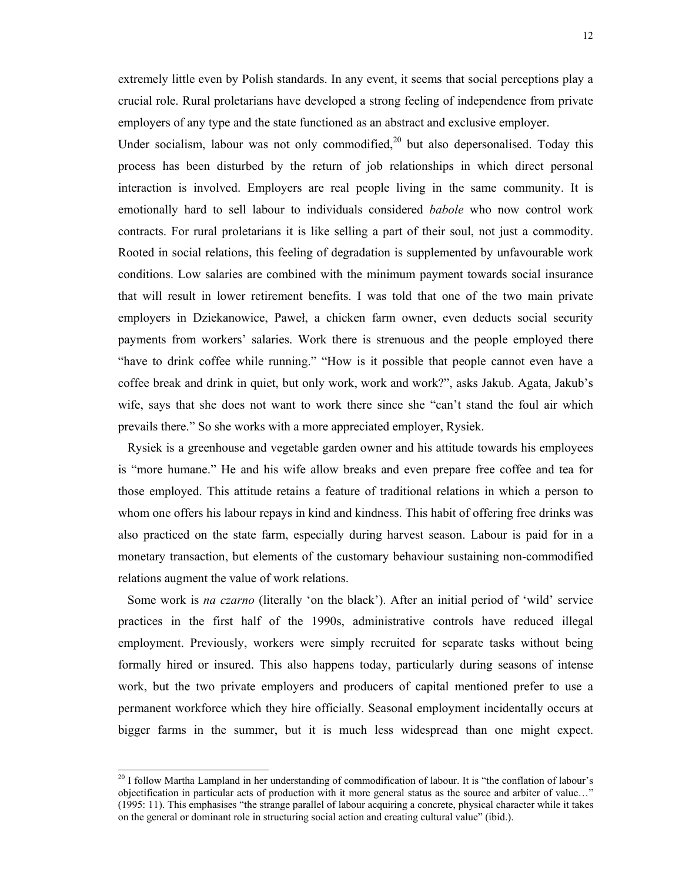extremely little even by Polish standards. In any event, it seems that social perceptions play a crucial role. Rural proletarians have developed a strong feeling of independence from private employers of any type and the state functioned as an abstract and exclusive employer.

Under socialism, labour was not only commodified,[20] but also depersonalised. Today this process has been disturbed by the return of job relationships in which direct personal interaction is involved. Employers are real people living in the same community. It is emotionally hard to sell labour to individuals considered *babole* who now control work contracts. For rural proletarians it is like selling a part of their soul, not just a commodity. Rooted in social relations, this feeling of degradation is supplemented by unfavourable work conditions. Low salaries are combined with the minimum payment towards social insurance that will result in lower retirement benefits. I was told that one of the two main private employers in Dziekanowice, Paweł, a chicken farm owner, even deducts social security payments from workers' salaries. Work there is strenuous and the people employed there "have to drink coffee while running." "How is it possible that people cannot even have a coffee break and drink in quiet, but only work, work and work?", asks Jakub. Agata, Jakub's wife, says that she does not want to work there since she "can't stand the foul air which prevails there." So she works with a more appreciated employer, Rysiek.

Rysiek is a greenhouse and vegetable garden owner and his attitude towards his employees is "more humane." He and his wife allow breaks and even prepare free coffee and tea for those employed. This attitude retains a feature of traditional relations in which a person to whom one offers his labour repays in kind and kindness. This habit of offering free drinks was also practiced on the state farm, especially during harvest season. Labour is paid for in a monetary transaction, but elements of the customary behaviour sustaining non-commodified relations augment the value of work relations.

Some work is *na czarno* (literally 'on the black'). After an initial period of 'wild' service practices in the first half of the 1990s, administrative controls have reduced illegal employment. Previously, workers were simply recruited for separate tasks without being formally hired or insured. This also happens today, particularly during seasons of intense work, but the two private employers and producers of capital mentioned prefer to use a permanent workforce which they hire officially. Seasonal employment incidentally occurs at bigger farms in the summer, but it is much less widespread than one might expect.

---

[20] I follow Martha Lampland in her understanding of commodification of labour. It is "the conflation of labour's objectification in particular acts of production with it more general status as the source and arbiter of value…" (1995: 11). This emphasises "the strange parallel of labour acquiring a concrete, physical character while it takes on the general or dominant role in structuring social action and creating cultural value" (ibid.).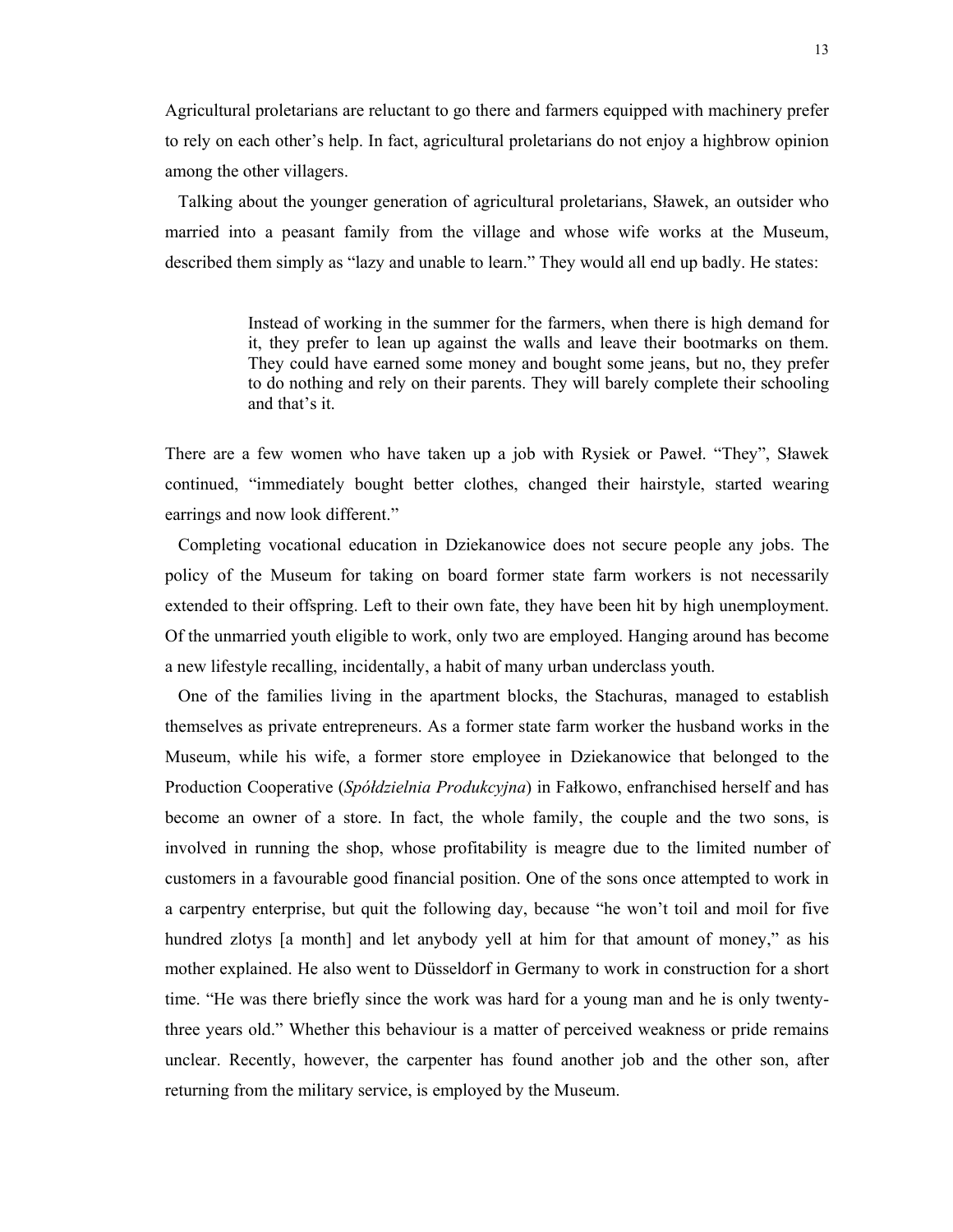Agricultural proletarians are reluctant to go there and farmers equipped with machinery prefer to rely on each other's help. In fact, agricultural proletarians do not enjoy a highbrow opinion among the other villagers.

Talking about the younger generation of agricultural proletarians, Sławek, an outsider who married into a peasant family from the village and whose wife works at the Museum, described them simply as "lazy and unable to learn." They would all end up badly. He states:

> Instead of working in the summer for the farmers, when there is high demand for it, they prefer to lean up against the walls and leave their bootmarks on them. They could have earned some money and bought some jeans, but no, they prefer to do nothing and rely on their parents. They will barely complete their schooling and that's it.

There are a few women who have taken up a job with Rysiek or Paweł. "They", Sławek continued, "immediately bought better clothes, changed their hairstyle, started wearing earrings and now look different."

Completing vocational education in Dziekanowice does not secure people any jobs. The policy of the Museum for taking on board former state farm workers is not necessarily extended to their offspring. Left to their own fate, they have been hit by high unemployment. Of the unmarried youth eligible to work, only two are employed. Hanging around has become a new lifestyle recalling, incidentally, a habit of many urban underclass youth.

One of the families living in the apartment blocks, the Stachuras, managed to establish themselves as private entrepreneurs. As a former state farm worker the husband works in the Museum, while his wife, a former store employee in Dziekanowice that belonged to the Production Cooperative (*Spółdzielnia Produkcyjna*) in Fałkowo, enfranchised herself and has become an owner of a store. In fact, the whole family, the couple and the two sons, is involved in running the shop, whose profitability is meagre due to the limited number of customers in a favourable good financial position. One of the sons once attempted to work in a carpentry enterprise, but quit the following day, because "he won't toil and moil for five hundred zlotys [a month] and let anybody yell at him for that amount of money," as his mother explained. He also went to Düsseldorf in Germany to work in construction for a short time. "He was there briefly since the work was hard for a young man and he is only twenty-three years old." Whether this behaviour is a matter of perceived weakness or pride remains unclear. Recently, however, the carpenter has found another job and the other son, after returning from the military service, is employed by the Museum.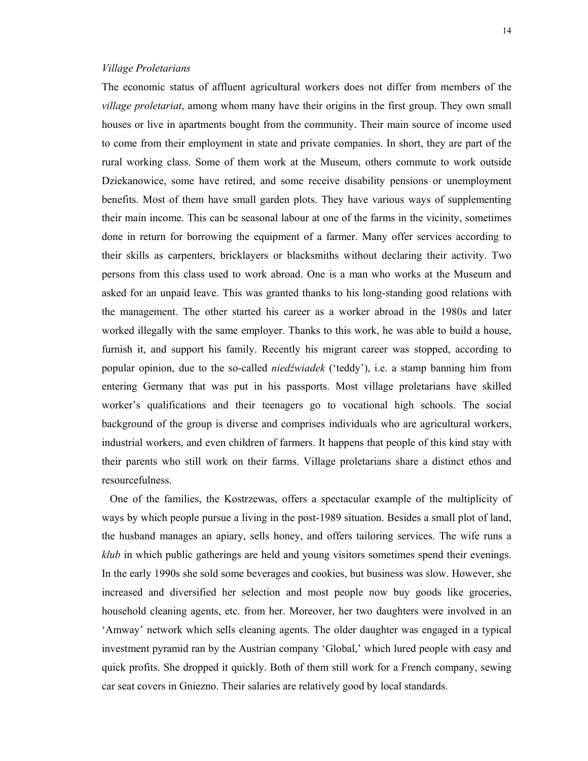*Village Proletarians*

The economic status of affluent agricultural workers does not differ from members of the *village proletariat*, among whom many have their origins in the first group. They own small houses or live in apartments bought from the community. Their main source of income used to come from their employment in state and private companies. In short, they are part of the rural working class. Some of them work at the Museum, others commute to work outside Dziekanowice, some have retired, and some receive disability pensions or unemployment benefits. Most of them have small garden plots. They have various ways of supplementing their main income. This can be seasonal labour at one of the farms in the vicinity, sometimes done in return for borrowing the equipment of a farmer. Many offer services according to their skills as carpenters, bricklayers or blacksmiths without declaring their activity. Two persons from this class used to work abroad. One is a man who works at the Museum and asked for an unpaid leave. This was granted thanks to his long-standing good relations with the management. The other started his career as a worker abroad in the 1980s and later worked illegally with the same employer. Thanks to this work, he was able to build a house, furnish it, and support his family. Recently his migrant career was stopped, according to popular opinion, due to the so-called *niedźwiadek* ('teddy'), i.e. a stamp banning him from entering Germany that was put in his passports. Most village proletarians have skilled worker's qualifications and their teenagers go to vocational high schools. The social background of the group is diverse and comprises individuals who are agricultural workers, industrial workers, and even children of farmers. It happens that people of this kind stay with their parents who still work on their farms. Village proletarians share a distinct ethos and resourcefulness.

One of the families, the Kostrzewas, offers a spectacular example of the multiplicity of ways by which people pursue a living in the post-1989 situation. Besides a small plot of land, the husband manages an apiary, sells honey, and offers tailoring services. The wife runs a *klub* in which public gatherings are held and young visitors sometimes spend their evenings. In the early 1990s she sold some beverages and cookies, but business was slow. However, she increased and diversified her selection and most people now buy goods like groceries, household cleaning agents, etc. from her. Moreover, her two daughters were involved in an 'Amway' network which sells cleaning agents. The older daughter was engaged in a typical investment pyramid ran by the Austrian company 'Global,' which lured people with easy and quick profits. She dropped it quickly. Both of them still work for a French company, sewing car seat covers in Gniezno. Their salaries are relatively good by local standards.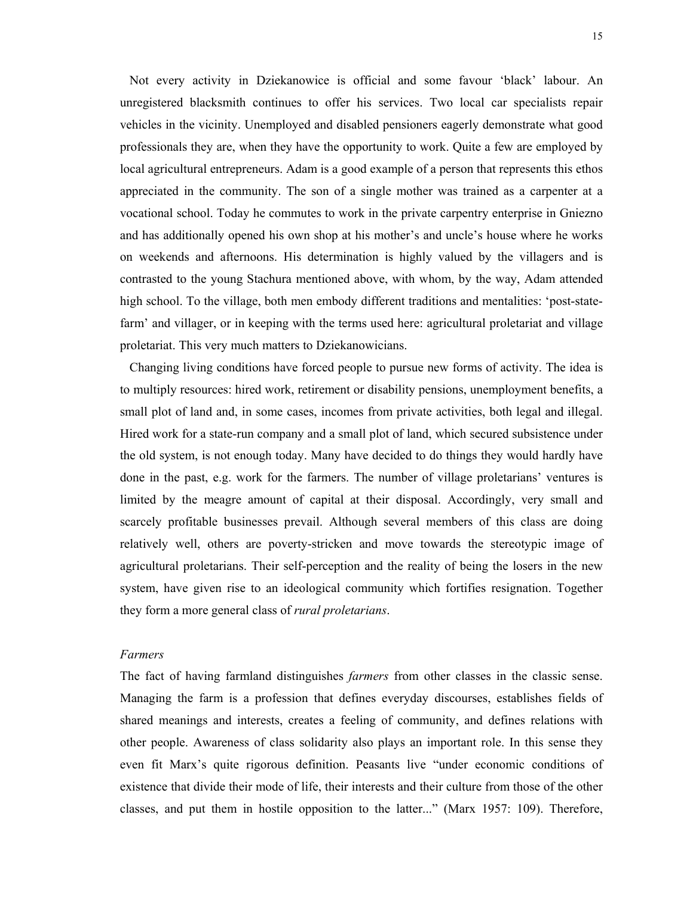Not every activity in Dziekanowice is official and some favour ‘black’ labour. An unregistered blacksmith continues to offer his services. Two local car specialists repair vehicles in the vicinity. Unemployed and disabled pensioners eagerly demonstrate what good professionals they are, when they have the opportunity to work. Quite a few are employed by local agricultural entrepreneurs. Adam is a good example of a person that represents this ethos appreciated in the community. The son of a single mother was trained as a carpenter at a vocational school. Today he commutes to work in the private carpentry enterprise in Gniezno and has additionally opened his own shop at his mother’s and uncle’s house where he works on weekends and afternoons. His determination is highly valued by the villagers and is contrasted to the young Stachura mentioned above, with whom, by the way, Adam attended high school. To the village, both men embody different traditions and mentalities: ‘post-state-farm’ and villager, or in keeping with the terms used here: agricultural proletariat and village proletariat. This very much matters to Dziekanowicians.

Changing living conditions have forced people to pursue new forms of activity. The idea is to multiply resources: hired work, retirement or disability pensions, unemployment benefits, a small plot of land and, in some cases, incomes from private activities, both legal and illegal. Hired work for a state-run company and a small plot of land, which secured subsistence under the old system, is not enough today. Many have decided to do things they would hardly have done in the past, e.g. work for the farmers. The number of village proletarians’ ventures is limited by the meagre amount of capital at their disposal. Accordingly, very small and scarcely profitable businesses prevail. Although several members of this class are doing relatively well, others are poverty-stricken and move towards the stereotypic image of agricultural proletarians. Their self-perception and the reality of being the losers in the new system, have given rise to an ideological community which fortifies resignation. Together they form a more general class of *rural proletarians*.

*Farmers*

The fact of having farmland distinguishes *farmers* from other classes in the classic sense. Managing the farm is a profession that defines everyday discourses, establishes fields of shared meanings and interests, creates a feeling of community, and defines relations with other people. Awareness of class solidarity also plays an important role. In this sense they even fit Marx’s quite rigorous definition. Peasants live “under economic conditions of existence that divide their mode of life, their interests and their culture from those of the other classes, and put them in hostile opposition to the latter...” (Marx 1957: 109). Therefore,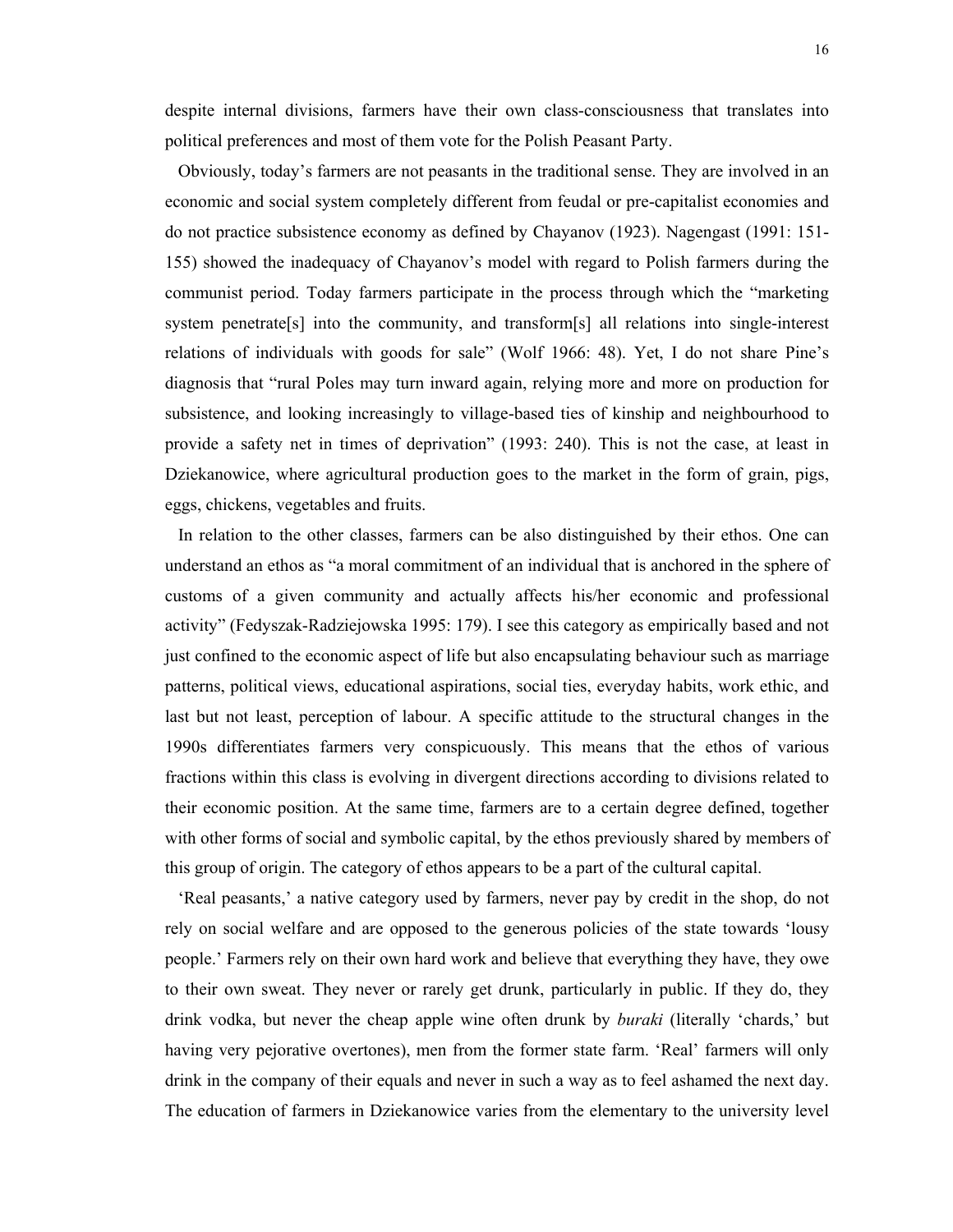despite internal divisions, farmers have their own class-consciousness that translates into political preferences and most of them vote for the Polish Peasant Party.

Obviously, today's farmers are not peasants in the traditional sense. They are involved in an economic and social system completely different from feudal or pre-capitalist economies and do not practice subsistence economy as defined by Chayanov (1923). Nagengast (1991: 151-155) showed the inadequacy of Chayanov's model with regard to Polish farmers during the communist period. Today farmers participate in the process through which the "marketing system penetrate[s] into the community, and transform[s] all relations into single-interest relations of individuals with goods for sale" (Wolf 1966: 48). Yet, I do not share Pine's diagnosis that "rural Poles may turn inward again, relying more and more on production for subsistence, and looking increasingly to village-based ties of kinship and neighbourhood to provide a safety net in times of deprivation" (1993: 240). This is not the case, at least in Dziekanowice, where agricultural production goes to the market in the form of grain, pigs, eggs, chickens, vegetables and fruits.

In relation to the other classes, farmers can be also distinguished by their ethos. One can understand an ethos as "a moral commitment of an individual that is anchored in the sphere of customs of a given community and actually affects his/her economic and professional activity" (Fedyszak-Radziejowska 1995: 179). I see this category as empirically based and not just confined to the economic aspect of life but also encapsulating behaviour such as marriage patterns, political views, educational aspirations, social ties, everyday habits, work ethic, and last but not least, perception of labour. A specific attitude to the structural changes in the 1990s differentiates farmers very conspicuously. This means that the ethos of various fractions within this class is evolving in divergent directions according to divisions related to their economic position. At the same time, farmers are to a certain degree defined, together with other forms of social and symbolic capital, by the ethos previously shared by members of this group of origin. The category of ethos appears to be a part of the cultural capital.

'Real peasants,' a native category used by farmers, never pay by credit in the shop, do not rely on social welfare and are opposed to the generous policies of the state towards 'lousy people.' Farmers rely on their own hard work and believe that everything they have, they owe to their own sweat. They never or rarely get drunk, particularly in public. If they do, they drink vodka, but never the cheap apple wine often drunk by *buraki* (literally 'chards,' but having very pejorative overtones), men from the former state farm. 'Real' farmers will only drink in the company of their equals and never in such a way as to feel ashamed the next day. The education of farmers in Dziekanowice varies from the elementary to the university level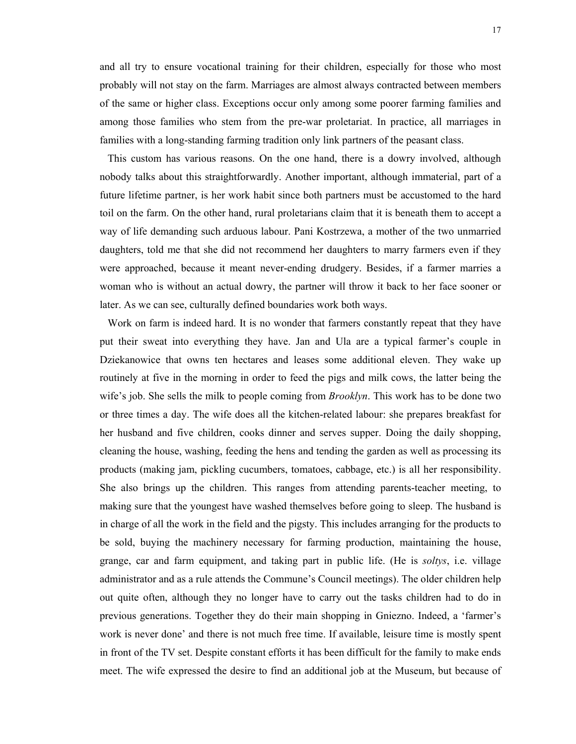and all try to ensure vocational training for their children, especially for those who most probably will not stay on the farm. Marriages are almost always contracted between members of the same or higher class. Exceptions occur only among some poorer farming families and among those families who stem from the pre-war proletariat. In practice, all marriages in families with a long-standing farming tradition only link partners of the peasant class.

This custom has various reasons. On the one hand, there is a dowry involved, although nobody talks about this straightforwardly. Another important, although immaterial, part of a future lifetime partner, is her work habit since both partners must be accustomed to the hard toil on the farm. On the other hand, rural proletarians claim that it is beneath them to accept a way of life demanding such arduous labour. Pani Kostrzewa, a mother of the two unmarried daughters, told me that she did not recommend her daughters to marry farmers even if they were approached, because it meant never-ending drudgery. Besides, if a farmer marries a woman who is without an actual dowry, the partner will throw it back to her face sooner or later. As we can see, culturally defined boundaries work both ways.

Work on farm is indeed hard. It is no wonder that farmers constantly repeat that they have put their sweat into everything they have. Jan and Ula are a typical farmer's couple in Dziekanowice that owns ten hectares and leases some additional eleven. They wake up routinely at five in the morning in order to feed the pigs and milk cows, the latter being the wife's job. She sells the milk to people coming from *Brooklyn*. This work has to be done two or three times a day. The wife does all the kitchen-related labour: she prepares breakfast for her husband and five children, cooks dinner and serves supper. Doing the daily shopping, cleaning the house, washing, feeding the hens and tending the garden as well as processing its products (making jam, pickling cucumbers, tomatoes, cabbage, etc.) is all her responsibility. She also brings up the children. This ranges from attending parents-teacher meeting, to making sure that the youngest have washed themselves before going to sleep. The husband is in charge of all the work in the field and the pigsty. This includes arranging for the products to be sold, buying the machinery necessary for farming production, maintaining the house, grange, car and farm equipment, and taking part in public life. (He is *soltys*, i.e. village administrator and as a rule attends the Commune's Council meetings). The older children help out quite often, although they no longer have to carry out the tasks children had to do in previous generations. Together they do their main shopping in Gniezno. Indeed, a 'farmer's work is never done' and there is not much free time. If available, leisure time is mostly spent in front of the TV set. Despite constant efforts it has been difficult for the family to make ends meet. The wife expressed the desire to find an additional job at the Museum, but because of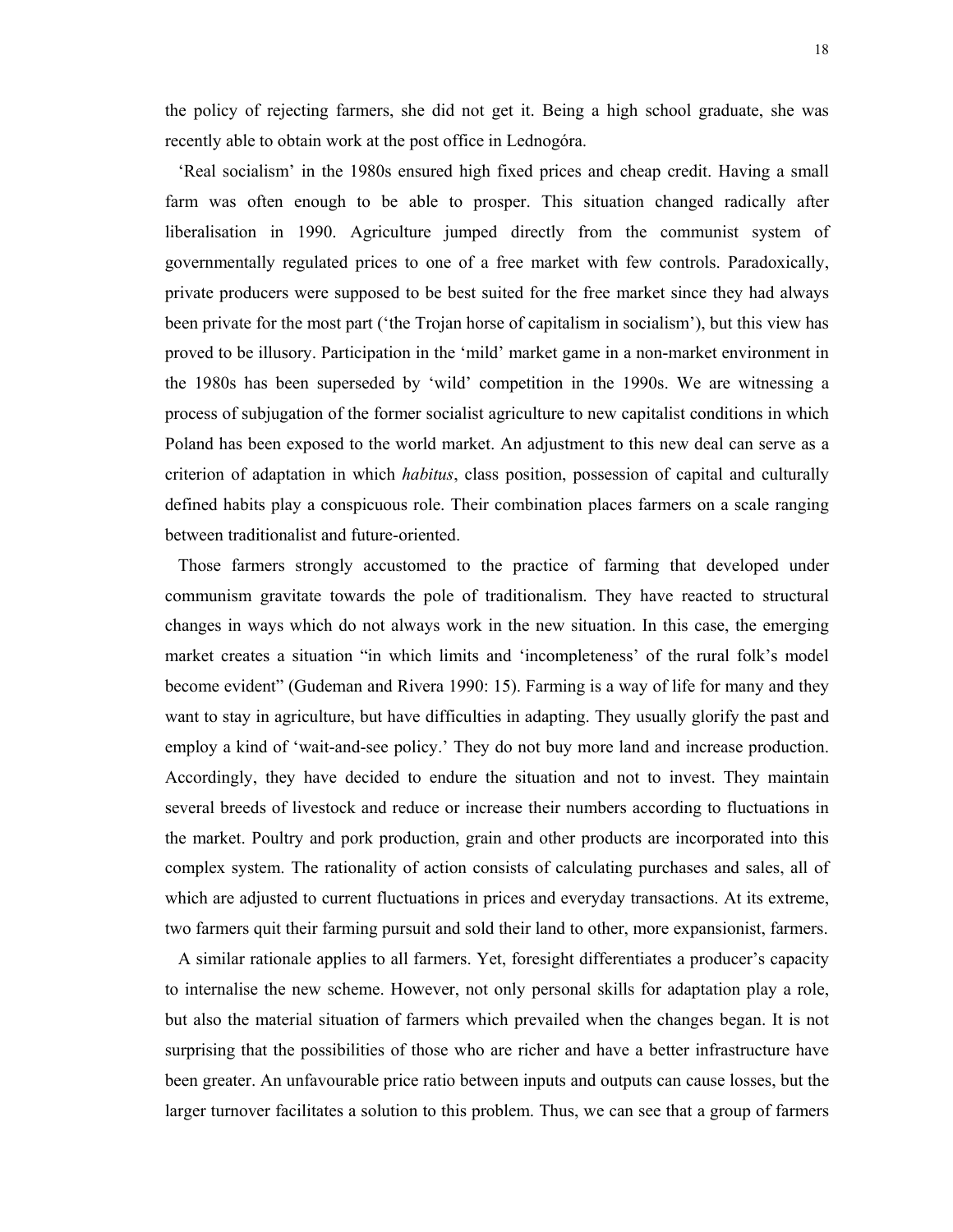the policy of rejecting farmers, she did not get it. Being a high school graduate, she was recently able to obtain work at the post office in Lednogóra.

'Real socialism' in the 1980s ensured high fixed prices and cheap credit. Having a small farm was often enough to be able to prosper. This situation changed radically after liberalisation in 1990. Agriculture jumped directly from the communist system of governmentally regulated prices to one of a free market with few controls. Paradoxically, private producers were supposed to be best suited for the free market since they had always been private for the most part ('the Trojan horse of capitalism in socialism'), but this view has proved to be illusory. Participation in the 'mild' market game in a non-market environment in the 1980s has been superseded by 'wild' competition in the 1990s. We are witnessing a process of subjugation of the former socialist agriculture to new capitalist conditions in which Poland has been exposed to the world market. An adjustment to this new deal can serve as a criterion of adaptation in which *habitus*, class position, possession of capital and culturally defined habits play a conspicuous role. Their combination places farmers on a scale ranging between traditionalist and future-oriented.

Those farmers strongly accustomed to the practice of farming that developed under communism gravitate towards the pole of traditionalism. They have reacted to structural changes in ways which do not always work in the new situation. In this case, the emerging market creates a situation "in which limits and 'incompleteness' of the rural folk's model become evident" (Gudeman and Rivera 1990: 15). Farming is a way of life for many and they want to stay in agriculture, but have difficulties in adapting. They usually glorify the past and employ a kind of 'wait-and-see policy.' They do not buy more land and increase production. Accordingly, they have decided to endure the situation and not to invest. They maintain several breeds of livestock and reduce or increase their numbers according to fluctuations in the market. Poultry and pork production, grain and other products are incorporated into this complex system. The rationality of action consists of calculating purchases and sales, all of which are adjusted to current fluctuations in prices and everyday transactions. At its extreme, two farmers quit their farming pursuit and sold their land to other, more expansionist, farmers.

A similar rationale applies to all farmers. Yet, foresight differentiates a producer's capacity to internalise the new scheme. However, not only personal skills for adaptation play a role, but also the material situation of farmers which prevailed when the changes began. It is not surprising that the possibilities of those who are richer and have a better infrastructure have been greater. An unfavourable price ratio between inputs and outputs can cause losses, but the larger turnover facilitates a solution to this problem. Thus, we can see that a group of farmers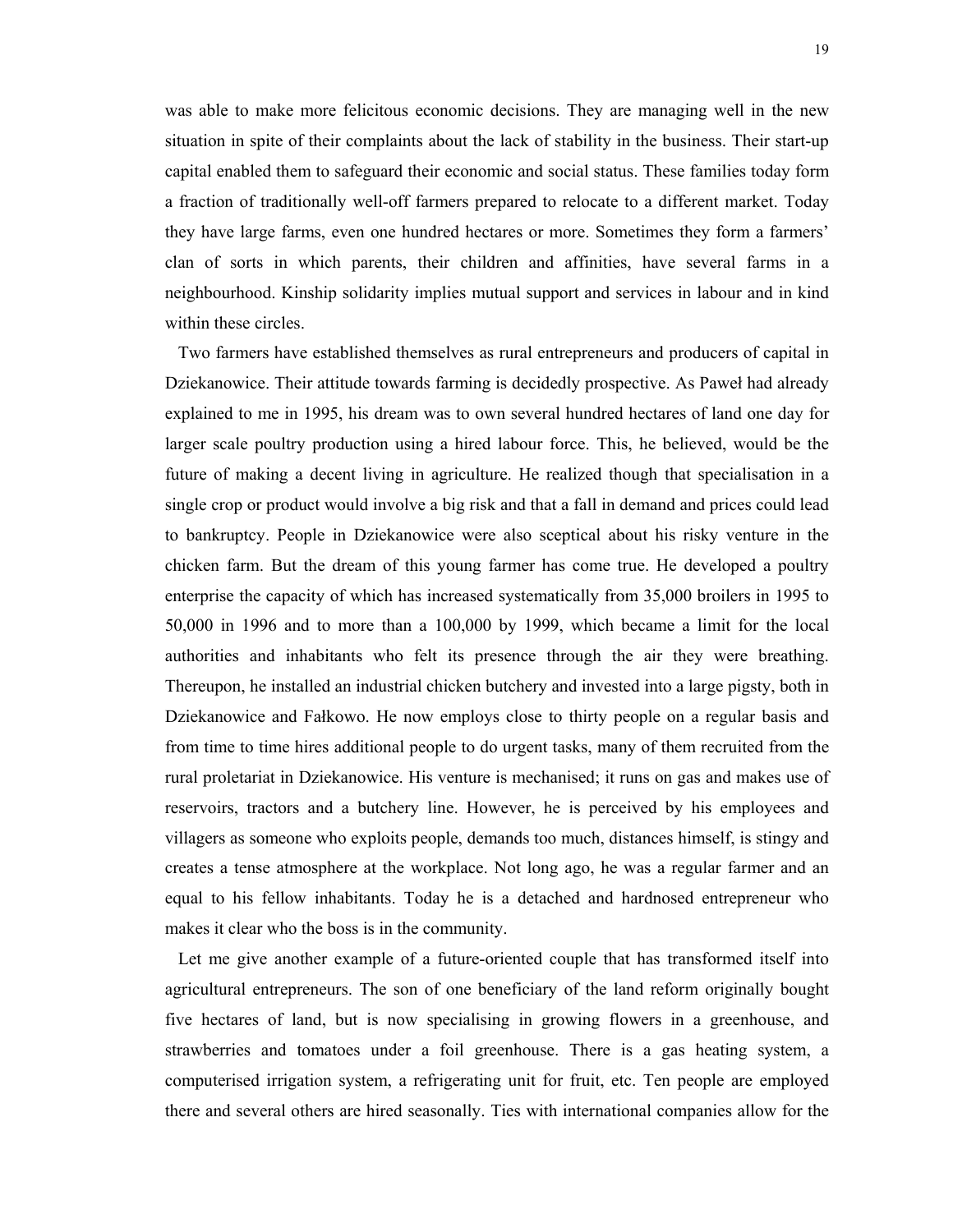was able to make more felicitous economic decisions. They are managing well in the new situation in spite of their complaints about the lack of stability in the business. Their start-up capital enabled them to safeguard their economic and social status. These families today form a fraction of traditionally well-off farmers prepared to relocate to a different market. Today they have large farms, even one hundred hectares or more. Sometimes they form a farmers' clan of sorts in which parents, their children and affinities, have several farms in a neighbourhood. Kinship solidarity implies mutual support and services in labour and in kind within these circles.

Two farmers have established themselves as rural entrepreneurs and producers of capital in Dziekanowice. Their attitude towards farming is decidedly prospective. As Paweł had already explained to me in 1995, his dream was to own several hundred hectares of land one day for larger scale poultry production using a hired labour force. This, he believed, would be the future of making a decent living in agriculture. He realized though that specialisation in a single crop or product would involve a big risk and that a fall in demand and prices could lead to bankruptcy. People in Dziekanowice were also sceptical about his risky venture in the chicken farm. But the dream of this young farmer has come true. He developed a poultry enterprise the capacity of which has increased systematically from 35,000 broilers in 1995 to 50,000 in 1996 and to more than a 100,000 by 1999, which became a limit for the local authorities and inhabitants who felt its presence through the air they were breathing. Thereupon, he installed an industrial chicken butchery and invested into a large pigsty, both in Dziekanowice and Fałkowo. He now employs close to thirty people on a regular basis and from time to time hires additional people to do urgent tasks, many of them recruited from the rural proletariat in Dziekanowice. His venture is mechanised; it runs on gas and makes use of reservoirs, tractors and a butchery line. However, he is perceived by his employees and villagers as someone who exploits people, demands too much, distances himself, is stingy and creates a tense atmosphere at the workplace. Not long ago, he was a regular farmer and an equal to his fellow inhabitants. Today he is a detached and hardnosed entrepreneur who makes it clear who the boss is in the community.

Let me give another example of a future-oriented couple that has transformed itself into agricultural entrepreneurs. The son of one beneficiary of the land reform originally bought five hectares of land, but is now specialising in growing flowers in a greenhouse, and strawberries and tomatoes under a foil greenhouse. There is a gas heating system, a computerised irrigation system, a refrigerating unit for fruit, etc. Ten people are employed there and several others are hired seasonally. Ties with international companies allow for the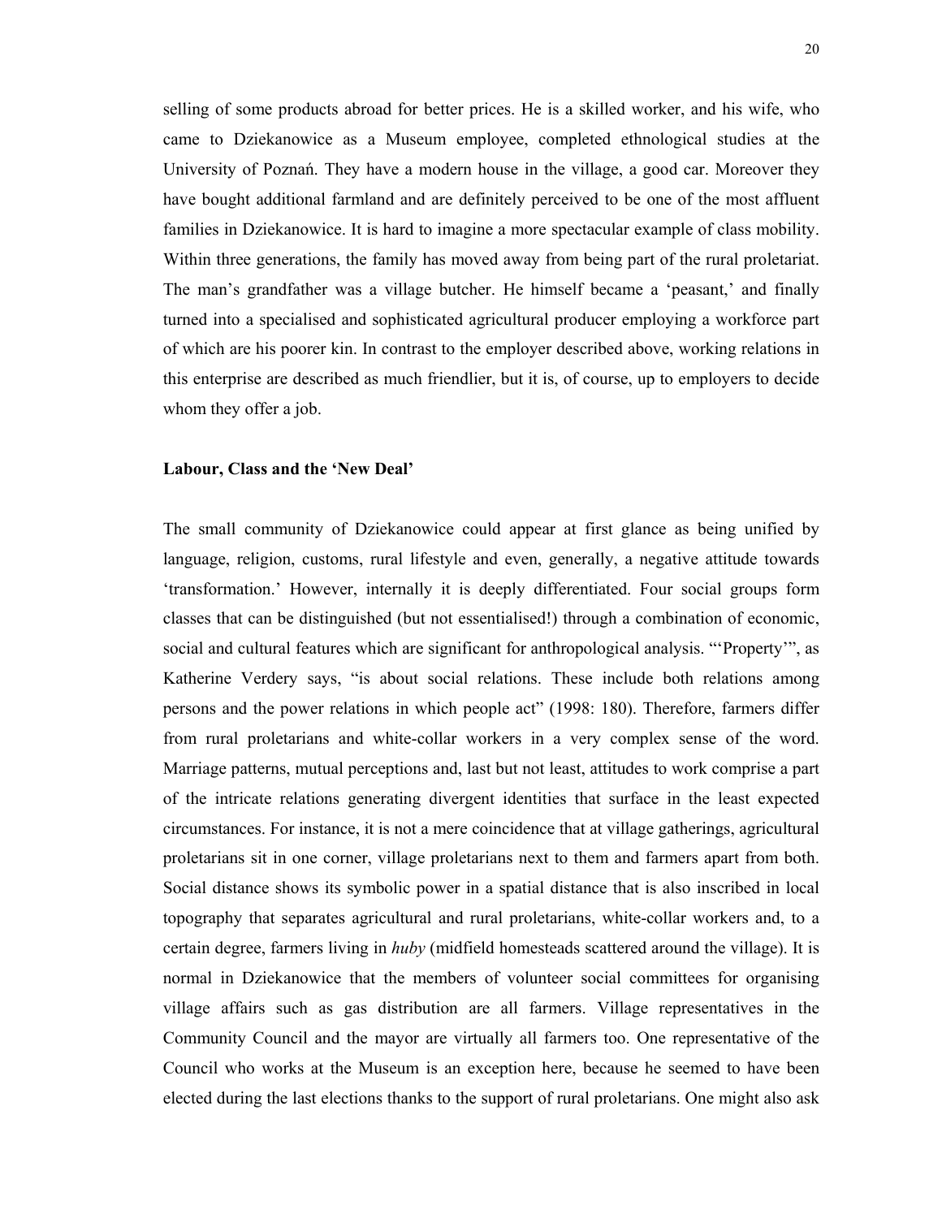selling of some products abroad for better prices. He is a skilled worker, and his wife, who came to Dziekanowice as a Museum employee, completed ethnological studies at the University of Poznań. They have a modern house in the village, a good car. Moreover they have bought additional farmland and are definitely perceived to be one of the most affluent families in Dziekanowice. It is hard to imagine a more spectacular example of class mobility. Within three generations, the family has moved away from being part of the rural proletariat. The man's grandfather was a village butcher. He himself became a 'peasant,' and finally turned into a specialised and sophisticated agricultural producer employing a workforce part of which are his poorer kin. In contrast to the employer described above, working relations in this enterprise are described as much friendlier, but it is, of course, up to employers to decide whom they offer a job.

**Labour, Class and the 'New Deal'**

The small community of Dziekanowice could appear at first glance as being unified by language, religion, customs, rural lifestyle and even, generally, a negative attitude towards 'transformation.' However, internally it is deeply differentiated. Four social groups form classes that can be distinguished (but not essentialised!) through a combination of economic, social and cultural features which are significant for anthropological analysis. "'Property'", as Katherine Verdery says, "is about social relations. These include both relations among persons and the power relations in which people act" (1998: 180). Therefore, farmers differ from rural proletarians and white-collar workers in a very complex sense of the word. Marriage patterns, mutual perceptions and, last but not least, attitudes to work comprise a part of the intricate relations generating divergent identities that surface in the least expected circumstances. For instance, it is not a mere coincidence that at village gatherings, agricultural proletarians sit in one corner, village proletarians next to them and farmers apart from both. Social distance shows its symbolic power in a spatial distance that is also inscribed in local topography that separates agricultural and rural proletarians, white-collar workers and, to a certain degree, farmers living in *huby* (midfield homesteads scattered around the village). It is normal in Dziekanowice that the members of volunteer social committees for organising village affairs such as gas distribution are all farmers. Village representatives in the Community Council and the mayor are virtually all farmers too. One representative of the Council who works at the Museum is an exception here, because he seemed to have been elected during the last elections thanks to the support of rural proletarians. One might also ask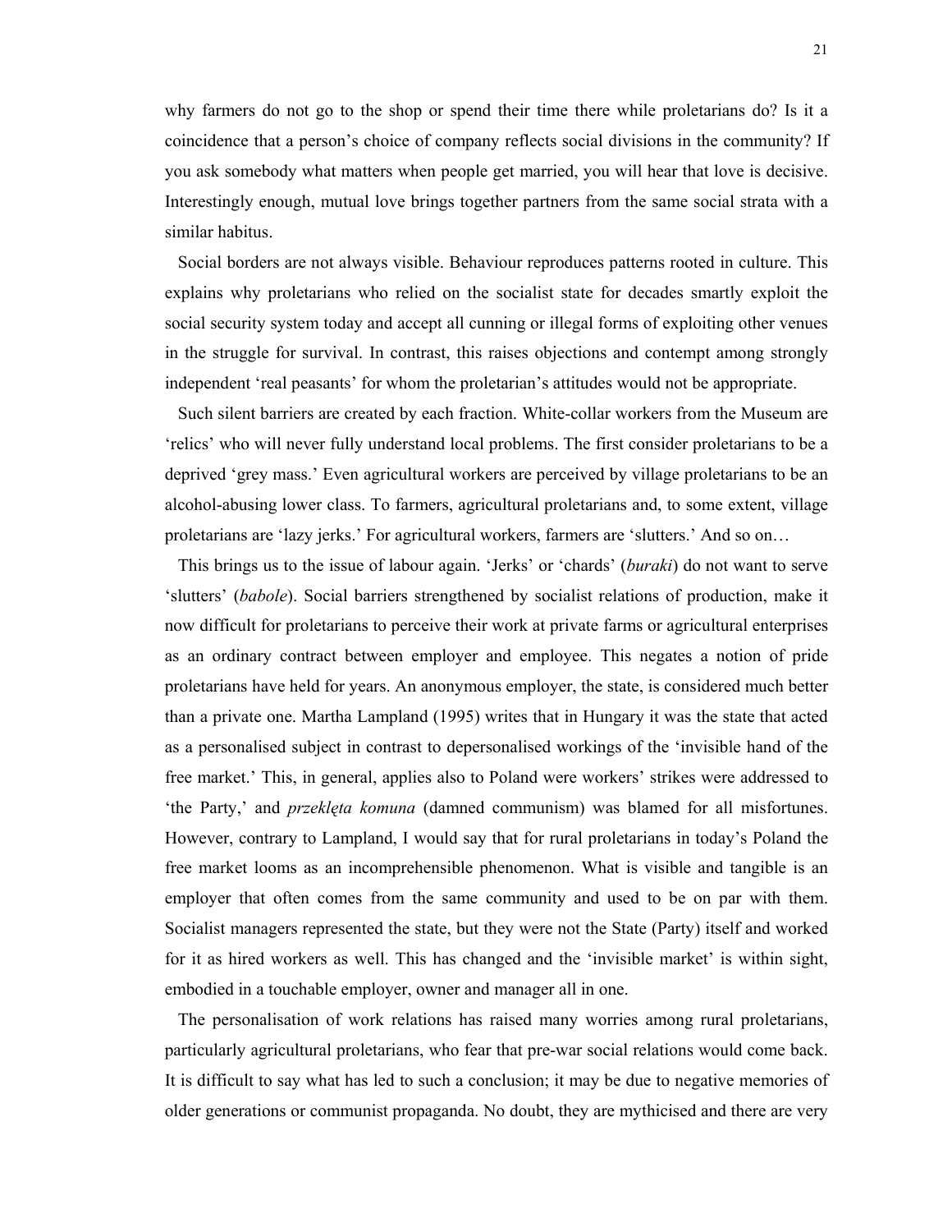why farmers do not go to the shop or spend their time there while proletarians do? Is it a coincidence that a person's choice of company reflects social divisions in the community? If you ask somebody what matters when people get married, you will hear that love is decisive. Interestingly enough, mutual love brings together partners from the same social strata with a similar habitus.

Social borders are not always visible. Behaviour reproduces patterns rooted in culture. This explains why proletarians who relied on the socialist state for decades smartly exploit the social security system today and accept all cunning or illegal forms of exploiting other venues in the struggle for survival. In contrast, this raises objections and contempt among strongly independent 'real peasants' for whom the proletarian's attitudes would not be appropriate.

Such silent barriers are created by each fraction. White-collar workers from the Museum are 'relics' who will never fully understand local problems. The first consider proletarians to be a deprived 'grey mass.' Even agricultural workers are perceived by village proletarians to be an alcohol-abusing lower class. To farmers, agricultural proletarians and, to some extent, village proletarians are 'lazy jerks.' For agricultural workers, farmers are 'slutters.' And so on…

This brings us to the issue of labour again. 'Jerks' or 'chards' (*buraki*) do not want to serve 'slutters' (*babole*). Social barriers strengthened by socialist relations of production, make it now difficult for proletarians to perceive their work at private farms or agricultural enterprises as an ordinary contract between employer and employee. This negates a notion of pride proletarians have held for years. An anonymous employer, the state, is considered much better than a private one. Martha Lampland (1995) writes that in Hungary it was the state that acted as a personalised subject in contrast to depersonalised workings of the 'invisible hand of the free market.' This, in general, applies also to Poland were workers' strikes were addressed to 'the Party,' and *przeklęta komuna* (damned communism) was blamed for all misfortunes. However, contrary to Lampland, I would say that for rural proletarians in today's Poland the free market looms as an incomprehensible phenomenon. What is visible and tangible is an employer that often comes from the same community and used to be on par with them. Socialist managers represented the state, but they were not the State (Party) itself and worked for it as hired workers as well. This has changed and the 'invisible market' is within sight, embodied in a touchable employer, owner and manager all in one.

The personalisation of work relations has raised many worries among rural proletarians, particularly agricultural proletarians, who fear that pre-war social relations would come back. It is difficult to say what has led to such a conclusion; it may be due to negative memories of older generations or communist propaganda. No doubt, they are mythicised and there are very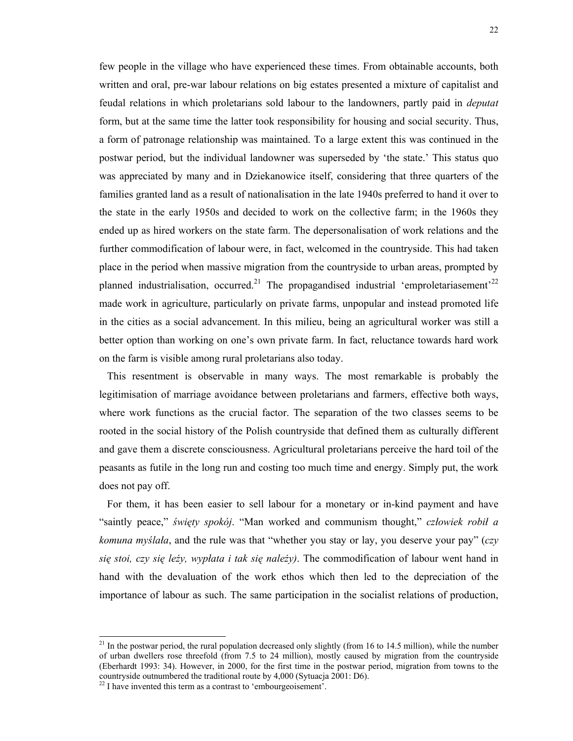few people in the village who have experienced these times. From obtainable accounts, both written and oral, pre-war labour relations on big estates presented a mixture of capitalist and feudal relations in which proletarians sold labour to the landowners, partly paid in *deputat* form, but at the same time the latter took responsibility for housing and social security. Thus, a form of patronage relationship was maintained. To a large extent this was continued in the postwar period, but the individual landowner was superseded by 'the state.' This status quo was appreciated by many and in Dziekanowice itself, considering that three quarters of the families granted land as a result of nationalisation in the late 1940s preferred to hand it over to the state in the early 1950s and decided to work on the collective farm; in the 1960s they ended up as hired workers on the state farm. The depersonalisation of work relations and the further commodification of labour were, in fact, welcomed in the countryside. This had taken place in the period when massive migration from the countryside to urban areas, prompted by planned industrialisation, occurred.[21] The propagandised industrial 'emproletariasement'[22] made work in agriculture, particularly on private farms, unpopular and instead promoted life in the cities as a social advancement. In this milieu, being an agricultural worker was still a better option than working on one's own private farm. In fact, reluctance towards hard work on the farm is visible among rural proletarians also today.

This resentment is observable in many ways. The most remarkable is probably the legitimisation of marriage avoidance between proletarians and farmers, effective both ways, where work functions as the crucial factor. The separation of the two classes seems to be rooted in the social history of the Polish countryside that defined them as culturally different and gave them a discrete consciousness. Agricultural proletarians perceive the hard toil of the peasants as futile in the long run and costing too much time and energy. Simply put, the work does not pay off.

For them, it has been easier to sell labour for a monetary or in-kind payment and have "saintly peace," *święty spokój*. "Man worked and communism thought," *człowiek robił a komuna myślała*, and the rule was that "whether you stay or lay, you deserve your pay" (*czy się stoi, czy się leży, wypłata i tak się należy)*. The commodification of labour went hand in hand with the devaluation of the work ethos which then led to the depreciation of the importance of labour as such. The same participation in the socialist relations of production,

---

[21] In the postwar period, the rural population decreased only slightly (from 16 to 14.5 million), while the number of urban dwellers rose threefold (from 7.5 to 24 million), mostly caused by migration from the countryside (Eberhardt 1993: 34). However, in 2000, for the first time in the postwar period, migration from towns to the countryside outnumbered the traditional route by 4,000 (Sytuacja 2001: D6).

[22] I have invented this term as a contrast to 'embourgeoisement'.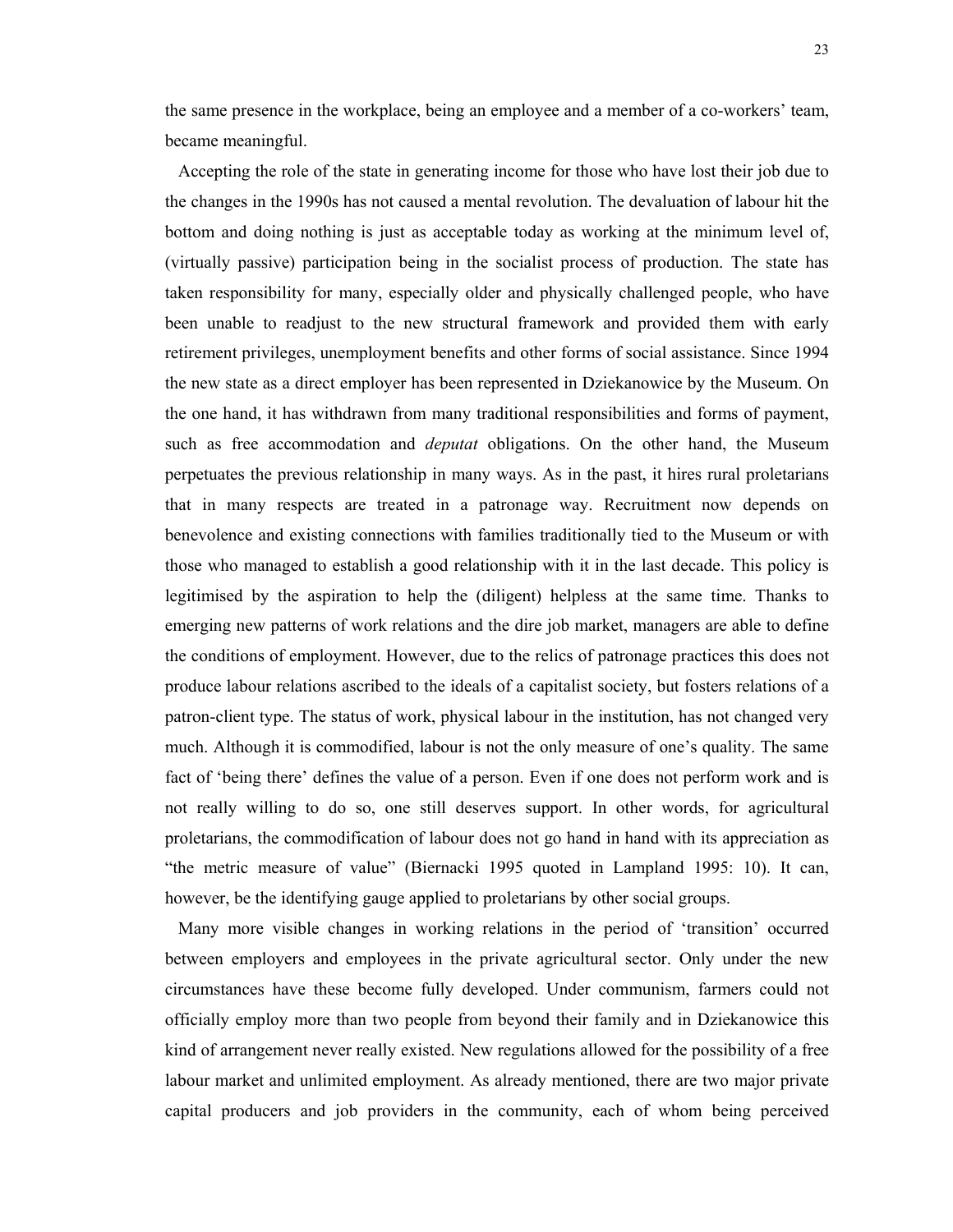the same presence in the workplace, being an employee and a member of a co-workers' team, became meaningful.

Accepting the role of the state in generating income for those who have lost their job due to the changes in the 1990s has not caused a mental revolution. The devaluation of labour hit the bottom and doing nothing is just as acceptable today as working at the minimum level of, (virtually passive) participation being in the socialist process of production. The state has taken responsibility for many, especially older and physically challenged people, who have been unable to readjust to the new structural framework and provided them with early retirement privileges, unemployment benefits and other forms of social assistance. Since 1994 the new state as a direct employer has been represented in Dziekanowice by the Museum. On the one hand, it has withdrawn from many traditional responsibilities and forms of payment, such as free accommodation and *deputat* obligations. On the other hand, the Museum perpetuates the previous relationship in many ways. As in the past, it hires rural proletarians that in many respects are treated in a patronage way. Recruitment now depends on benevolence and existing connections with families traditionally tied to the Museum or with those who managed to establish a good relationship with it in the last decade. This policy is legitimised by the aspiration to help the (diligent) helpless at the same time. Thanks to emerging new patterns of work relations and the dire job market, managers are able to define the conditions of employment. However, due to the relics of patronage practices this does not produce labour relations ascribed to the ideals of a capitalist society, but fosters relations of a patron-client type. The status of work, physical labour in the institution, has not changed very much. Although it is commodified, labour is not the only measure of one's quality. The same fact of 'being there' defines the value of a person. Even if one does not perform work and is not really willing to do so, one still deserves support. In other words, for agricultural proletarians, the commodification of labour does not go hand in hand with its appreciation as "the metric measure of value" (Biernacki 1995 quoted in Lampland 1995: 10). It can, however, be the identifying gauge applied to proletarians by other social groups.

Many more visible changes in working relations in the period of 'transition' occurred between employers and employees in the private agricultural sector. Only under the new circumstances have these become fully developed. Under communism, farmers could not officially employ more than two people from beyond their family and in Dziekanowice this kind of arrangement never really existed. New regulations allowed for the possibility of a free labour market and unlimited employment. As already mentioned, there are two major private capital producers and job providers in the community, each of whom being perceived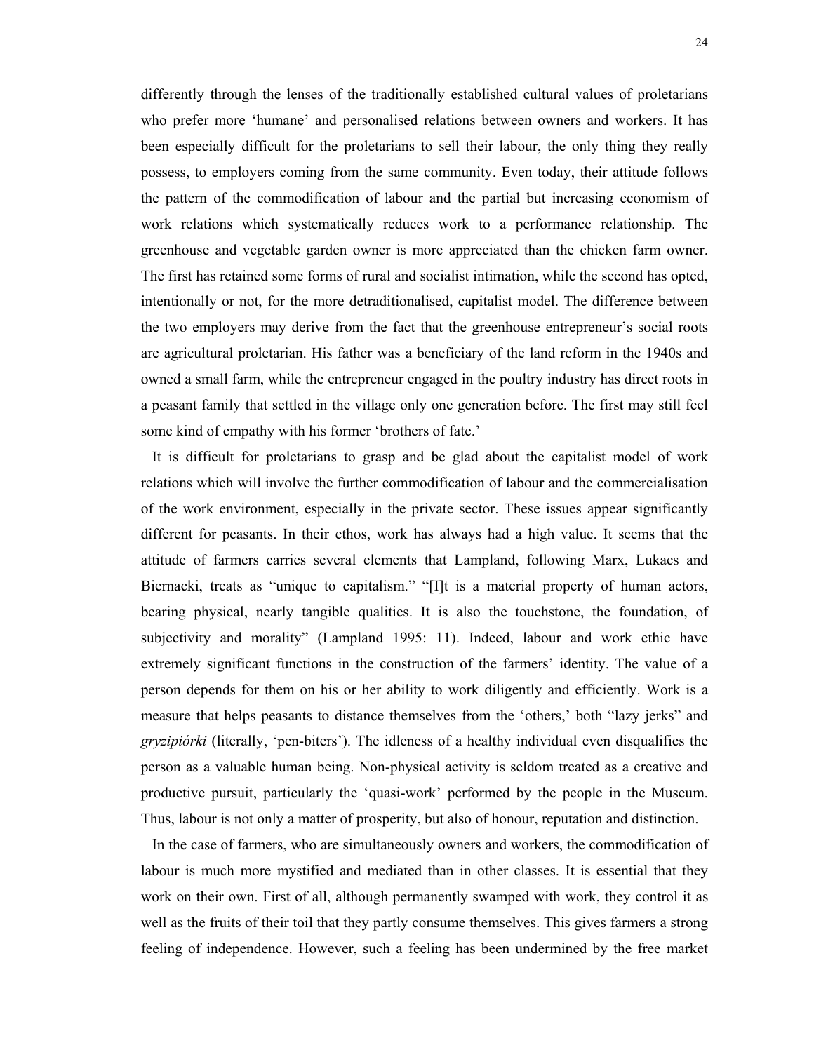differently through the lenses of the traditionally established cultural values of proletarians who prefer more 'humane' and personalised relations between owners and workers. It has been especially difficult for the proletarians to sell their labour, the only thing they really possess, to employers coming from the same community. Even today, their attitude follows the pattern of the commodification of labour and the partial but increasing economism of work relations which systematically reduces work to a performance relationship. The greenhouse and vegetable garden owner is more appreciated than the chicken farm owner. The first has retained some forms of rural and socialist intimation, while the second has opted, intentionally or not, for the more detraditionalised, capitalist model. The difference between the two employers may derive from the fact that the greenhouse entrepreneur's social roots are agricultural proletarian. His father was a beneficiary of the land reform in the 1940s and owned a small farm, while the entrepreneur engaged in the poultry industry has direct roots in a peasant family that settled in the village only one generation before. The first may still feel some kind of empathy with his former 'brothers of fate.'

It is difficult for proletarians to grasp and be glad about the capitalist model of work relations which will involve the further commodification of labour and the commercialisation of the work environment, especially in the private sector. These issues appear significantly different for peasants. In their ethos, work has always had a high value. It seems that the attitude of farmers carries several elements that Lampland, following Marx, Lukacs and Biernacki, treats as "unique to capitalism." "[I]t is a material property of human actors, bearing physical, nearly tangible qualities. It is also the touchstone, the foundation, of subjectivity and morality" (Lampland 1995: 11). Indeed, labour and work ethic have extremely significant functions in the construction of the farmers' identity. The value of a person depends for them on his or her ability to work diligently and efficiently. Work is a measure that helps peasants to distance themselves from the 'others,' both "lazy jerks" and *gryzipiórki* (literally, 'pen-biters'). The idleness of a healthy individual even disqualifies the person as a valuable human being. Non-physical activity is seldom treated as a creative and productive pursuit, particularly the 'quasi-work' performed by the people in the Museum. Thus, labour is not only a matter of prosperity, but also of honour, reputation and distinction.

In the case of farmers, who are simultaneously owners and workers, the commodification of labour is much more mystified and mediated than in other classes. It is essential that they work on their own. First of all, although permanently swamped with work, they control it as well as the fruits of their toil that they partly consume themselves. This gives farmers a strong feeling of independence. However, such a feeling has been undermined by the free market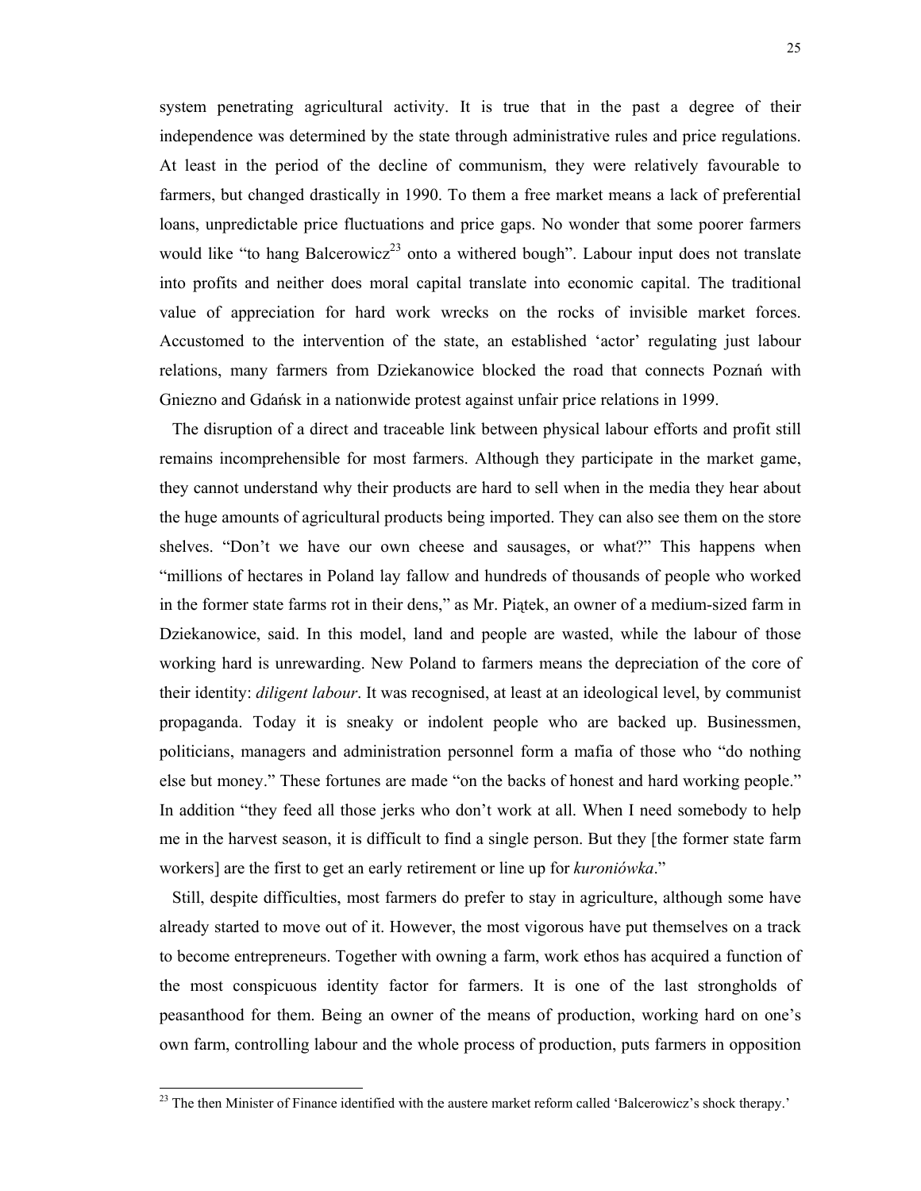system penetrating agricultural activity. It is true that in the past a degree of their independence was determined by the state through administrative rules and price regulations. At least in the period of the decline of communism, they were relatively favourable to farmers, but changed drastically in 1990. To them a free market means a lack of preferential loans, unpredictable price fluctuations and price gaps. No wonder that some poorer farmers would like "to hang Balcerowicz[23] onto a withered bough". Labour input does not translate into profits and neither does moral capital translate into economic capital. The traditional value of appreciation for hard work wrecks on the rocks of invisible market forces. Accustomed to the intervention of the state, an established 'actor' regulating just labour relations, many farmers from Dziekanowice blocked the road that connects Poznań with Gniezno and Gdańsk in a nationwide protest against unfair price relations in 1999.

The disruption of a direct and traceable link between physical labour efforts and profit still remains incomprehensible for most farmers. Although they participate in the market game, they cannot understand why their products are hard to sell when in the media they hear about the huge amounts of agricultural products being imported. They can also see them on the store shelves. "Don't we have our own cheese and sausages, or what?" This happens when "millions of hectares in Poland lay fallow and hundreds of thousands of people who worked in the former state farms rot in their dens," as Mr. Piątek, an owner of a medium-sized farm in Dziekanowice, said. In this model, land and people are wasted, while the labour of those working hard is unrewarding. New Poland to farmers means the depreciation of the core of their identity: *diligent labour*. It was recognised, at least at an ideological level, by communist propaganda. Today it is sneaky or indolent people who are backed up. Businessmen, politicians, managers and administration personnel form a mafia of those who "do nothing else but money." These fortunes are made "on the backs of honest and hard working people." In addition "they feed all those jerks who don't work at all. When I need somebody to help me in the harvest season, it is difficult to find a single person. But they [the former state farm workers] are the first to get an early retirement or line up for *kuroniówka*."

Still, despite difficulties, most farmers do prefer to stay in agriculture, although some have already started to move out of it. However, the most vigorous have put themselves on a track to become entrepreneurs. Together with owning a farm, work ethos has acquired a function of the most conspicuous identity factor for farmers. It is one of the last strongholds of peasanthood for them. Being an owner of the means of production, working hard on one's own farm, controlling labour and the whole process of production, puts farmers in opposition

---

[23] The then Minister of Finance identified with the austere market reform called 'Balcerowicz's shock therapy.'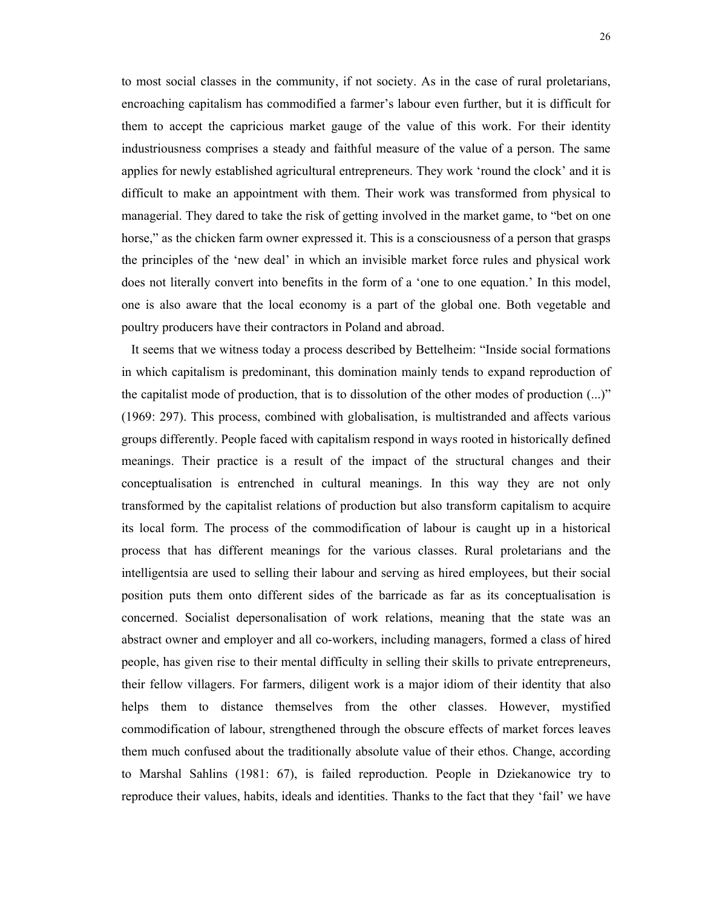to most social classes in the community, if not society. As in the case of rural proletarians, encroaching capitalism has commodified a farmer's labour even further, but it is difficult for them to accept the capricious market gauge of the value of this work. For their identity industriousness comprises a steady and faithful measure of the value of a person. The same applies for newly established agricultural entrepreneurs. They work 'round the clock' and it is difficult to make an appointment with them. Their work was transformed from physical to managerial. They dared to take the risk of getting involved in the market game, to "bet on one horse," as the chicken farm owner expressed it. This is a consciousness of a person that grasps the principles of the 'new deal' in which an invisible market force rules and physical work does not literally convert into benefits in the form of a 'one to one equation.' In this model, one is also aware that the local economy is a part of the global one. Both vegetable and poultry producers have their contractors in Poland and abroad.

It seems that we witness today a process described by Bettelheim: "Inside social formations in which capitalism is predominant, this domination mainly tends to expand reproduction of the capitalist mode of production, that is to dissolution of the other modes of production (...)" (1969: 297). This process, combined with globalisation, is multistranded and affects various groups differently. People faced with capitalism respond in ways rooted in historically defined meanings. Their practice is a result of the impact of the structural changes and their conceptualisation is entrenched in cultural meanings. In this way they are not only transformed by the capitalist relations of production but also transform capitalism to acquire its local form. The process of the commodification of labour is caught up in a historical process that has different meanings for the various classes. Rural proletarians and the intelligentsia are used to selling their labour and serving as hired employees, but their social position puts them onto different sides of the barricade as far as its conceptualisation is concerned. Socialist depersonalisation of work relations, meaning that the state was an abstract owner and employer and all co-workers, including managers, formed a class of hired people, has given rise to their mental difficulty in selling their skills to private entrepreneurs, their fellow villagers. For farmers, diligent work is a major idiom of their identity that also helps them to distance themselves from the other classes. However, mystified commodification of labour, strengthened through the obscure effects of market forces leaves them much confused about the traditionally absolute value of their ethos. Change, according to Marshal Sahlins (1981: 67), is failed reproduction. People in Dziekanowice try to reproduce their values, habits, ideals and identities. Thanks to the fact that they 'fail' we have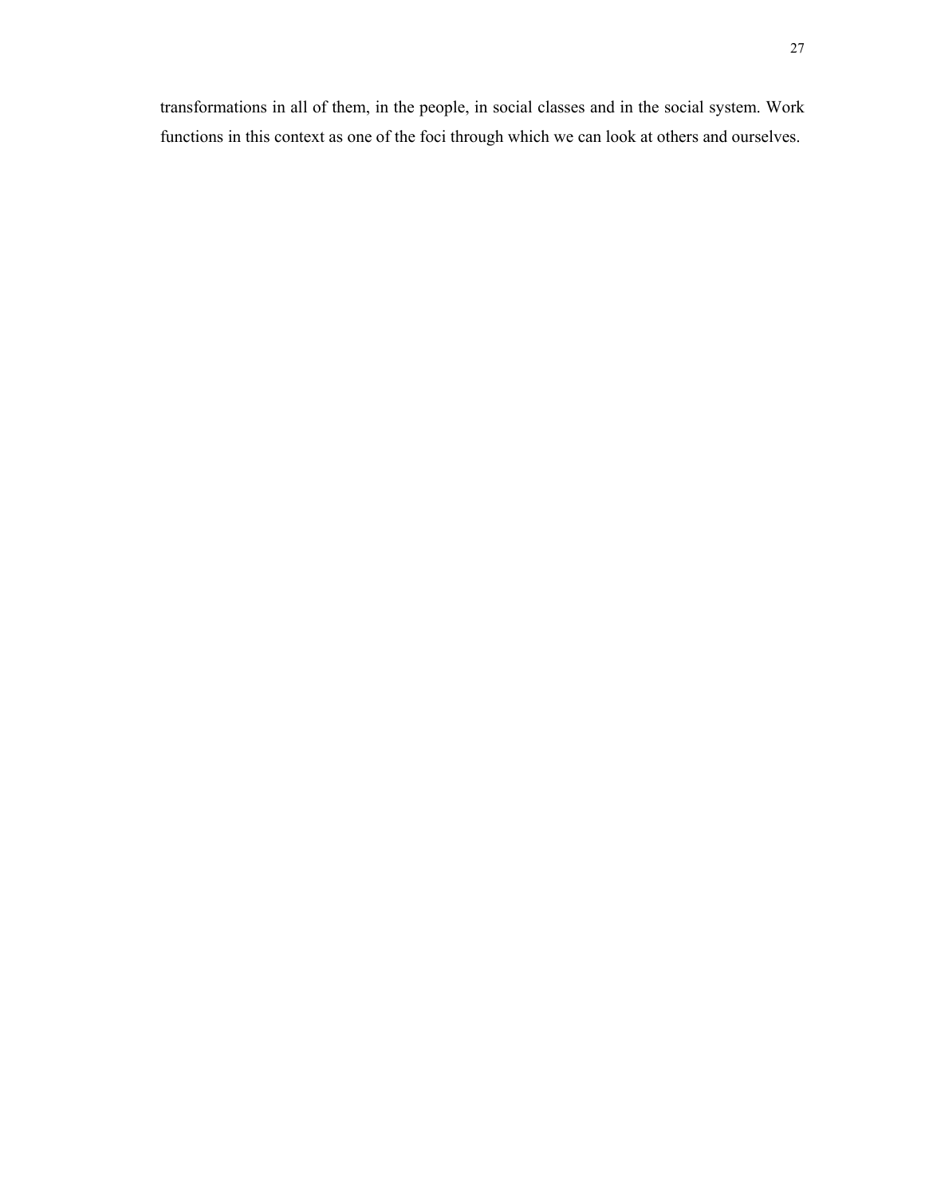transformations in all of them, in the people, in social classes and in the social system. Work functions in this context as one of the foci through which we can look at others and ourselves.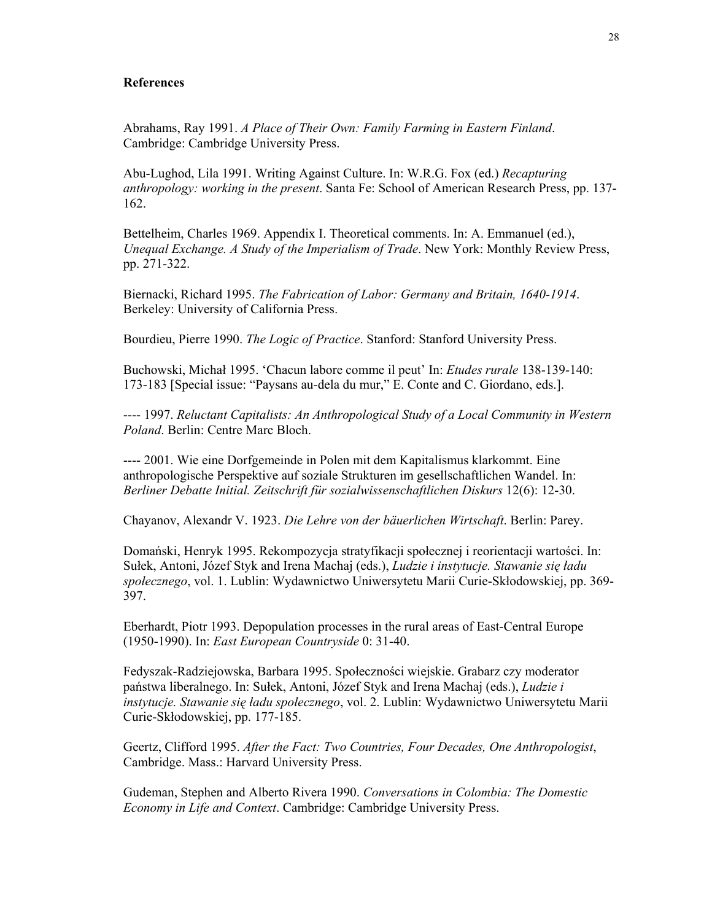**References**

Abrahams, Ray 1991. *A Place of Their Own: Family Farming in Eastern Finland*. Cambridge: Cambridge University Press.

Abu-Lughod, Lila 1991. Writing Against Culture. In: W.R.G. Fox (ed.) *Recapturing anthropology: working in the present*. Santa Fe: School of American Research Press, pp. 137-162.

Bettelheim, Charles 1969. Appendix I. Theoretical comments. In: A. Emmanuel (ed.), *Unequal Exchange. A Study of the Imperialism of Trade*. New York: Monthly Review Press, pp. 271-322.

Biernacki, Richard 1995. *The Fabrication of Labor: Germany and Britain, 1640-1914*. Berkeley: University of California Press.

Bourdieu, Pierre 1990. *The Logic of Practice*. Stanford: Stanford University Press.

Buchowski, Michał 1995. 'Chacun labore comme il peut' In: *Etudes rurale* 138-139-140: 173-183 [Special issue: "Paysans au-dela du mur," E. Conte and C. Giordano, eds.].

---- 1997. *Reluctant Capitalists: An Anthropological Study of a Local Community in Western Poland*. Berlin: Centre Marc Bloch.

---- 2001. Wie eine Dorfgemeinde in Polen mit dem Kapitalismus klarkommt. Eine anthropologische Perspektive auf soziale Strukturen im gesellschaftlichen Wandel. In: *Berliner Debatte Initial. Zeitschrift für sozialwissenschaftlichen Diskurs* 12(6): 12-30.

Chayanov, Alexandr V. 1923. *Die Lehre von der bäuerlichen Wirtschaft*. Berlin: Parey.

Domański, Henryk 1995. Rekompozycja stratyfikacji społecznej i reorientacji wartości. In: Sułek, Antoni, Józef Styk and Irena Machaj (eds.), *Ludzie i instytucje. Stawanie się ładu społecznego*, vol. 1. Lublin: Wydawnictwo Uniwersytetu Marii Curie-Skłodowskiej, pp. 369-397.

Eberhardt, Piotr 1993. Depopulation processes in the rural areas of East-Central Europe (1950-1990). In: *East European Countryside* 0: 31-40.

Fedyszak-Radziejowska, Barbara 1995. Społeczności wiejskie. Grabarz czy moderator państwa liberalnego. In: Sułek, Antoni, Józef Styk and Irena Machaj (eds.), *Ludzie i instytucje. Stawanie się ładu społecznego*, vol. 2. Lublin: Wydawnictwo Uniwersytetu Marii Curie-Skłodowskiej, pp. 177-185.

Geertz, Clifford 1995. *After the Fact: Two Countries, Four Decades, One Anthropologist*, Cambridge. Mass.: Harvard University Press.

Gudeman, Stephen and Alberto Rivera 1990. *Conversations in Colombia: The Domestic Economy in Life and Context*. Cambridge: Cambridge University Press.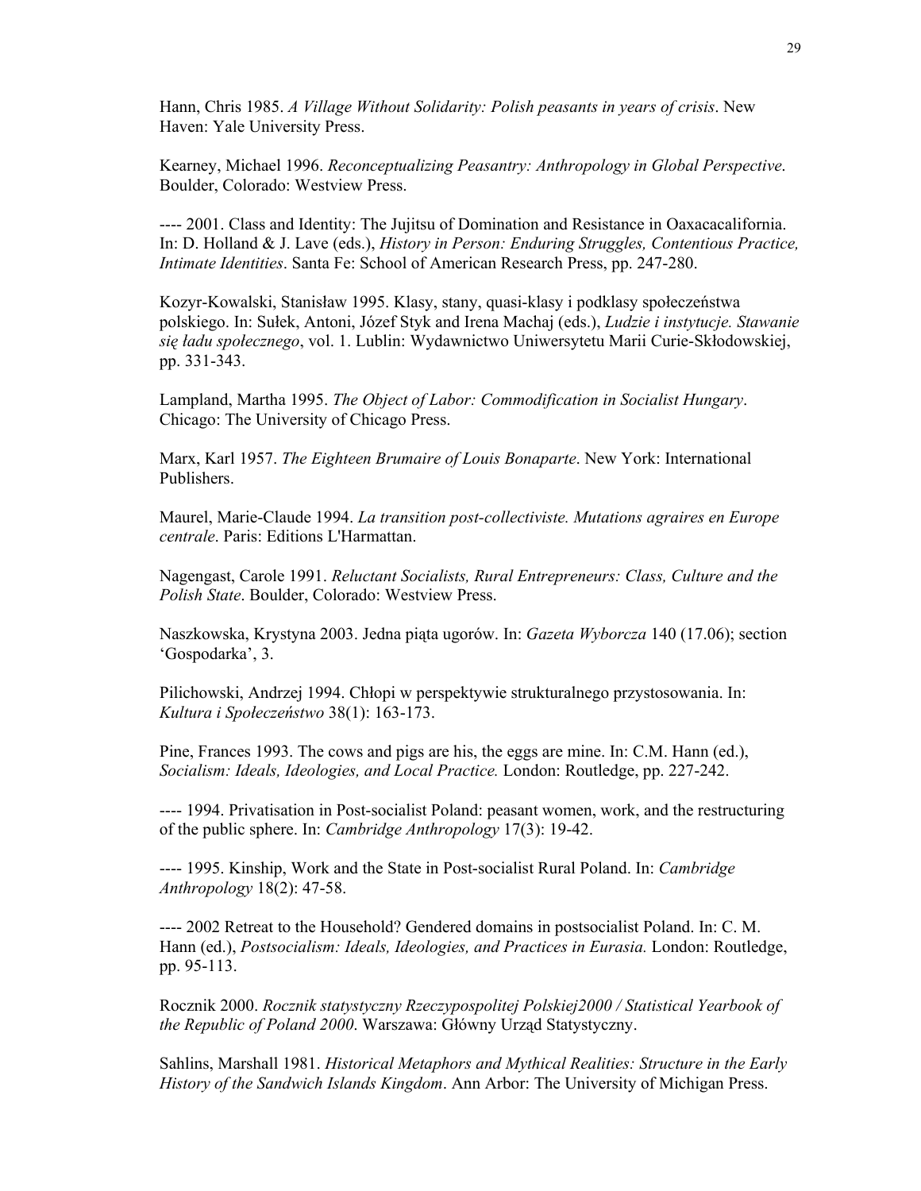Hann, Chris 1985. *A Village Without Solidarity: Polish peasants in years of crisis*. New Haven: Yale University Press.

Kearney, Michael 1996. *Reconceptualizing Peasantry: Anthropology in Global Perspective*. Boulder, Colorado: Westview Press.

---- 2001. Class and Identity: The Jujitsu of Domination and Resistance in Oaxacacalifornia. In: D. Holland & J. Lave (eds.), *History in Person: Enduring Struggles, Contentious Practice, Intimate Identities*. Santa Fe: School of American Research Press, pp. 247-280.

Kozyr-Kowalski, Stanisław 1995. Klasy, stany, quasi-klasy i podklasy społeczeństwa polskiego. In: Sułek, Antoni, Józef Styk and Irena Machaj (eds.), *Ludzie i instytucje. Stawanie się ładu społecznego*, vol. 1. Lublin: Wydawnictwo Uniwersytetu Marii Curie-Skłodowskiej, pp. 331-343.

Lampland, Martha 1995. *The Object of Labor: Commodification in Socialist Hungary*. Chicago: The University of Chicago Press.

Marx, Karl 1957. *The Eighteen Brumaire of Louis Bonaparte*. New York: International Publishers.

Maurel, Marie-Claude 1994. *La transition post-collectiviste. Mutations agraires en Europe centrale*. Paris: Editions L'Harmattan.

Nagengast, Carole 1991. *Reluctant Socialists, Rural Entrepreneurs: Class, Culture and the Polish State*. Boulder, Colorado: Westview Press.

Naszkowska, Krystyna 2003. Jedna piąta ugorów. In: *Gazeta Wyborcza* 140 (17.06); section 'Gospodarka', 3.

Pilichowski, Andrzej 1994. Chłopi w perspektywie strukturalnego przystosowania. In: *Kultura i Społeczeństwo* 38(1): 163-173.

Pine, Frances 1993. The cows and pigs are his, the eggs are mine. In: C.M. Hann (ed.), *Socialism: Ideals, Ideologies, and Local Practice.* London: Routledge, pp. 227-242.

---- 1994. Privatisation in Post-socialist Poland: peasant women, work, and the restructuring of the public sphere. In: *Cambridge Anthropology* 17(3): 19-42.

---- 1995. Kinship, Work and the State in Post-socialist Rural Poland. In: *Cambridge Anthropology* 18(2): 47-58.

---- 2002 Retreat to the Household? Gendered domains in postsocialist Poland. In: C. M. Hann (ed.), *Postsocialism: Ideals, Ideologies, and Practices in Eurasia.* London: Routledge, pp. 95-113.

Rocznik 2000. *Rocznik statystyczny Rzeczypospolitej Polskiej2000 / Statistical Yearbook of the Republic of Poland 2000*. Warszawa: Główny Urząd Statystyczny.

Sahlins, Marshall 1981. *Historical Metaphors and Mythical Realities: Structure in the Early History of the Sandwich Islands Kingdom*. Ann Arbor: The University of Michigan Press.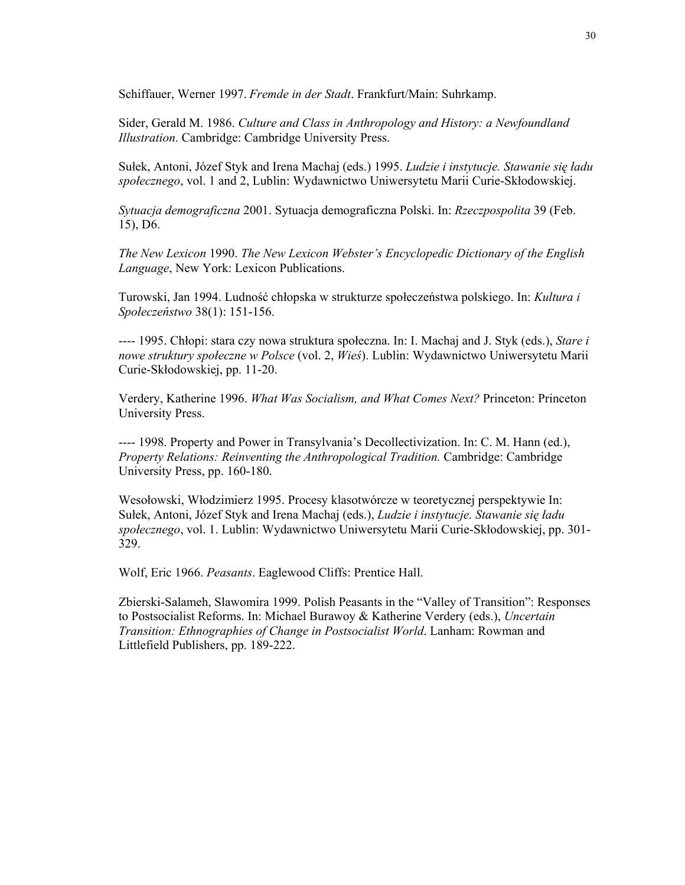Schiffauer, Werner 1997. *Fremde in der Stadt*. Frankfurt/Main: Suhrkamp.

Sider, Gerald M. 1986. *Culture and Class in Anthropology and History: a Newfoundland Illustration*. Cambridge: Cambridge University Press.

Sułek, Antoni, Józef Styk and Irena Machaj (eds.) 1995. *Ludzie i instytucje. Stawanie się ładu społecznego*, vol. 1 and 2, Lublin: Wydawnictwo Uniwersytetu Marii Curie-Skłodowskiej.

*Sytuacja demograficzna* 2001. Sytuacja demograficzna Polski. In: *Rzeczpospolita* 39 (Feb. 15), D6.

*The New Lexicon* 1990. *The New Lexicon Webster's Encyclopedic Dictionary of the English Language*, New York: Lexicon Publications.

Turowski, Jan 1994. Ludność chłopska w strukturze społeczeństwa polskiego. In: *Kultura i Społeczeństwo* 38(1): 151-156.

---- 1995. Chłopi: stara czy nowa struktura społeczna. In: I. Machaj and J. Styk (eds.), *Stare i nowe struktury społeczne w Polsce* (vol. 2, *Wieś*). Lublin: Wydawnictwo Uniwersytetu Marii Curie-Skłodowskiej, pp. 11-20.

Verdery, Katherine 1996. *What Was Socialism, and What Comes Next?* Princeton: Princeton University Press.

---- 1998. Property and Power in Transylvania's Decollectivization. In: C. M. Hann (ed.), *Property Relations: Reinventing the Anthropological Tradition.* Cambridge: Cambridge University Press, pp. 160-180.

Wesołowski, Włodzimierz 1995. Procesy klasotwórcze w teoretycznej perspektywie In: Sułek, Antoni, Józef Styk and Irena Machaj (eds.), *Ludzie i instytucje. Stawanie się ładu społecznego*, vol. 1. Lublin: Wydawnictwo Uniwersytetu Marii Curie-Skłodowskiej, pp. 301-329.

Wolf, Eric 1966. *Peasants*. Eaglewood Cliffs: Prentice Hall.

Zbierski-Salameh, Slawomira 1999. Polish Peasants in the "Valley of Transition": Responses to Postsocialist Reforms. In: Michael Burawoy & Katherine Verdery (eds.), *Uncertain Transition: Ethnographies of Change in Postsocialist World*. Lanham: Rowman and Littlefield Publishers, pp. 189-222.